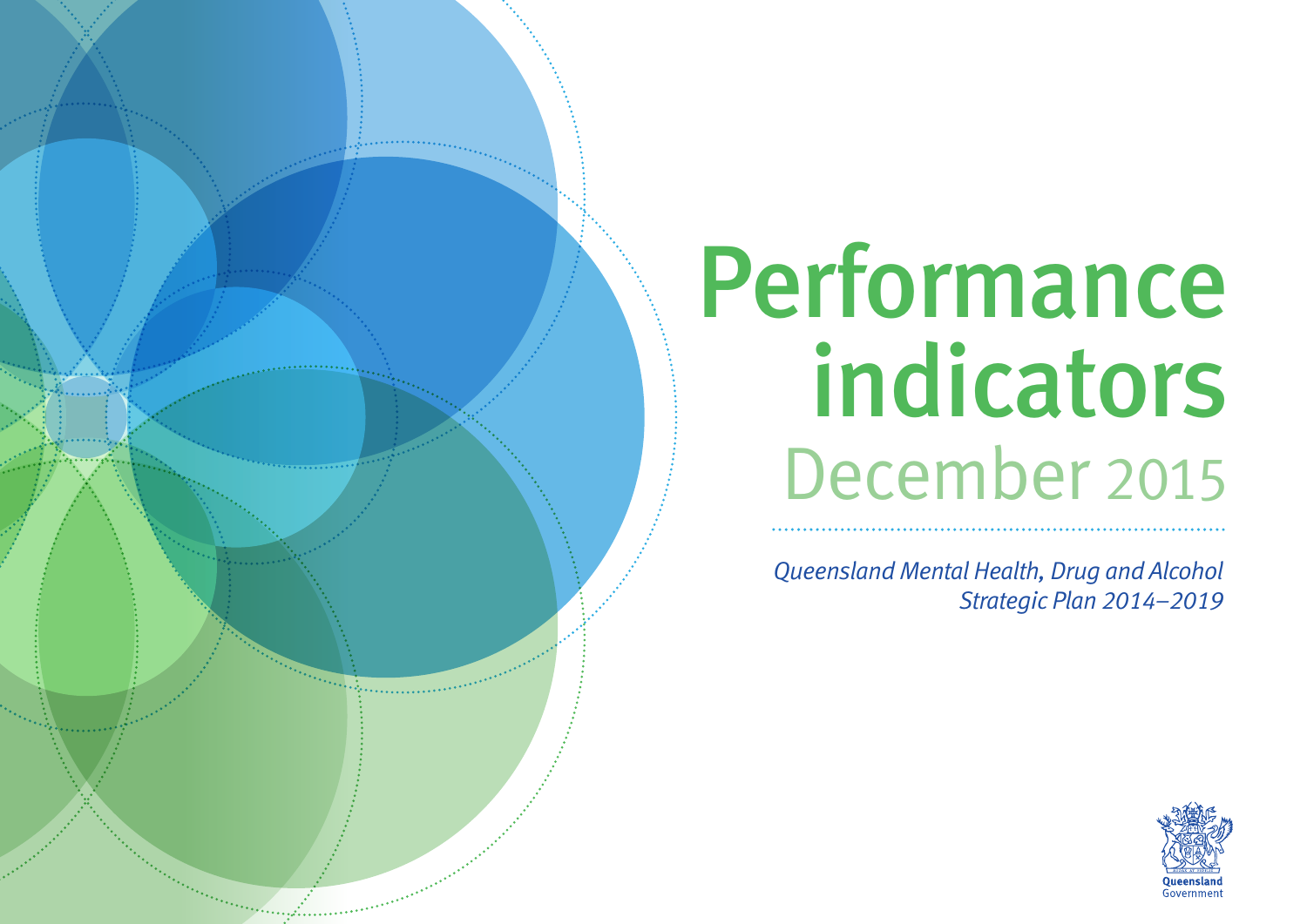# Performance indicators

## December 2015

*Queensland Mental Health, Drug and Alcohol Strategic Plan 2014–2019*

Queensland Government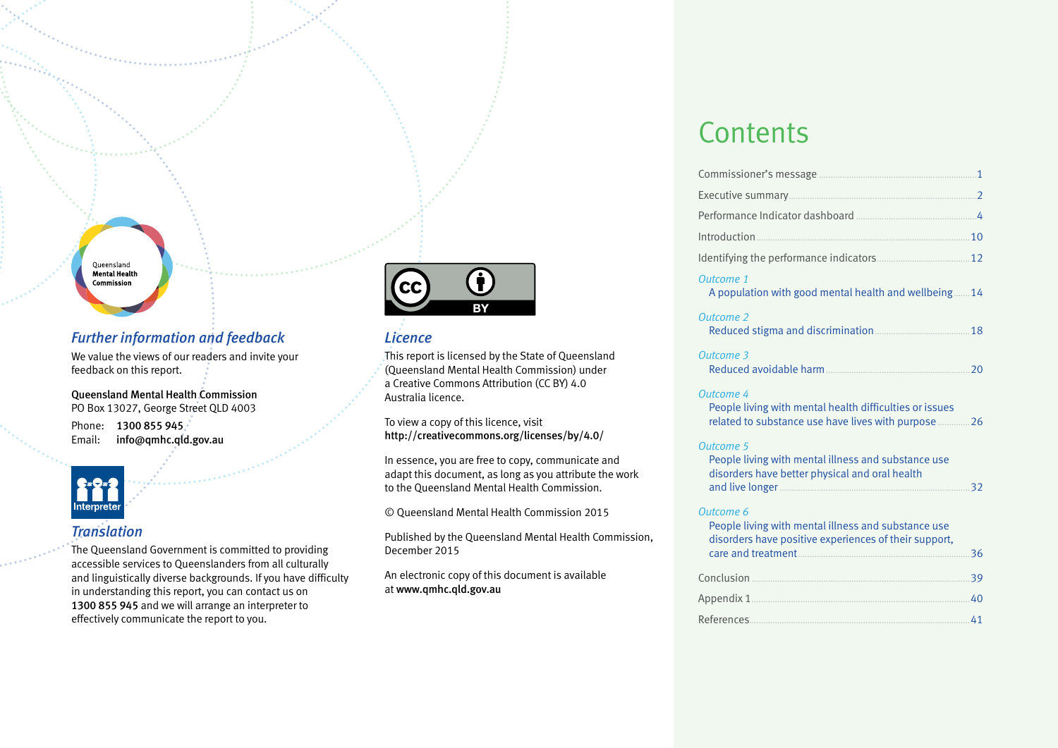Queensland Mental Health Commission

## Further information and feedback

We value the views of our readers and invite your feedback on this report.

**Queensland Mental Health Commission**
PO Box 13027, George Street QLD 4003

Phone: **1300 855 945**
Email: **info@qmhc.qld.gov.au**

Interpreter

## Translation

The Queensland Government is committed to providing accessible services to Queenslanders from all culturally and linguistically diverse backgrounds. If you have difficulty in understanding this report, you can contact us on **1300 855 945** and we will arrange an interpreter to effectively communicate the report to you.

## Licence

This report is licensed by the State of Queensland (Queensland Mental Health Commission) under a Creative Commons Attribution (CC BY) 4.0 Australia licence.

To view a copy of this licence, visit
**http://creativecommons.org/licenses/by/4.0/**

In essence, you are free to copy, communicate and adapt this document, as long as you attribute the work to the Queensland Mental Health Commission.

© Queensland Mental Health Commission 2015

Published by the Queensland Mental Health Commission, December 2015

An electronic copy of this document is available at **www.qmhc.qld.gov.au**

# Contents

| | |
|---|---|
| Commissioner's message | 1 |
| Executive summary | 2 |
| Performance Indicator dashboard | 4 |
| Introduction | 10 |
| Identifying the performance indicators | 12 |
| *Outcome 1* A population with good mental health and wellbeing | 14 |
| *Outcome 2* Reduced stigma and discrimination | 18 |
| *Outcome 3* Reduced avoidable harm | 20 |
| *Outcome 4* People living with mental health difficulties or issues related to substance use have lives with purpose | 26 |
| *Outcome 5* People living with mental illness and substance use disorders have better physical and oral health and live longer | 32 |
| *Outcome 6* People living with mental illness and substance use disorders have positive experiences of their support, care and treatment | 36 |
| Conclusion | 39 |
| Appendix 1 | 40 |
| References | 41 |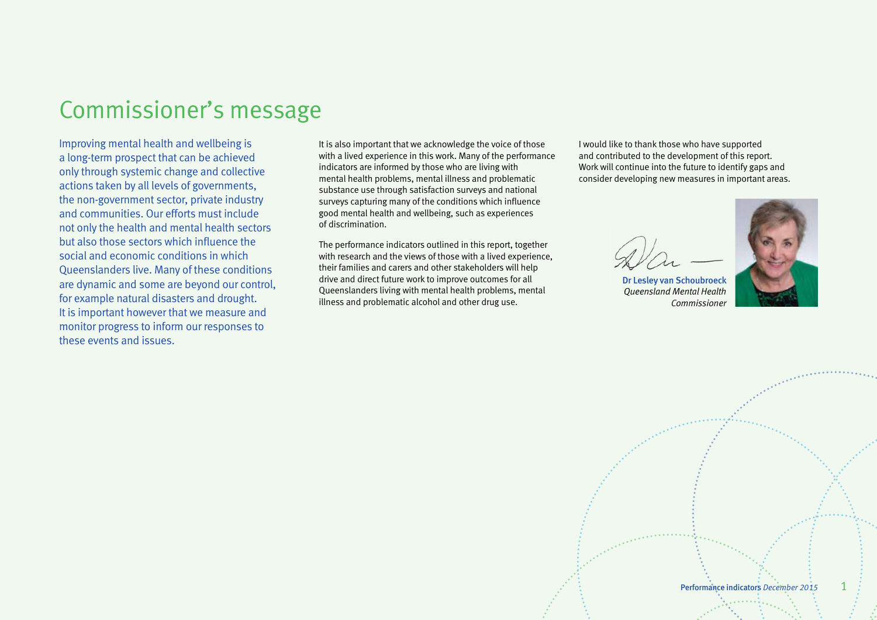# Commissioner's message

Improving mental health and wellbeing is a long-term prospect that can be achieved only through systemic change and collective actions taken by all levels of governments, the non-government sector, private industry and communities. Our efforts must include not only the health and mental health sectors but also those sectors which influence the social and economic conditions in which Queenslanders live. Many of these conditions are dynamic and some are beyond our control, for example natural disasters and drought. It is important however that we measure and monitor progress to inform our responses to these events and issues.

It is also important that we acknowledge the voice of those with a lived experience in this work. Many of the performance indicators are informed by those who are living with mental health problems, mental illness and problematic substance use through satisfaction surveys and national surveys capturing many of the conditions which influence good mental health and wellbeing, such as experiences of discrimination.

The performance indicators outlined in this report, together with research and the views of those with a lived experience, their families and carers and other stakeholders will help drive and direct future work to improve outcomes for all Queenslanders living with mental health problems, mental illness and problematic alcohol and other drug use.

I would like to thank those who have supported and contributed to the development of this report. Work will continue into the future to identify gaps and consider developing new measures in important areas.

**Dr Lesley van Schoubroeck**
*Queensland Mental Health Commissioner*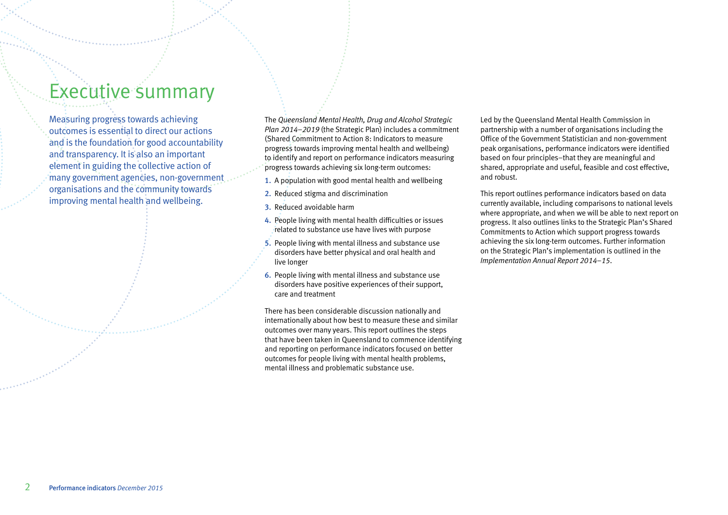# Executive summary

Measuring progress towards achieving outcomes is essential to direct our actions and is the foundation for good accountability and transparency. It is also an important element in guiding the collective action of many government agencies, non-government organisations and the community towards improving mental health and wellbeing.

The *Queensland Mental Health, Drug and Alcohol Strategic Plan 2014–2019* (the Strategic Plan) includes a commitment (Shared Commitment to Action 8: Indicators to measure progress towards improving mental health and wellbeing) to identify and report on performance indicators measuring progress towards achieving six long-term outcomes:

1. A population with good mental health and wellbeing
2. Reduced stigma and discrimination
3. Reduced avoidable harm
4. People living with mental health difficulties or issues related to substance use have lives with purpose
5. People living with mental illness and substance use disorders have better physical and oral health and live longer
6. People living with mental illness and substance use disorders have positive experiences of their support, care and treatment

There has been considerable discussion nationally and internationally about how best to measure these and similar outcomes over many years. This report outlines the steps that have been taken in Queensland to commence identifying and reporting on performance indicators focused on better outcomes for people living with mental health problems, mental illness and problematic substance use.

Led by the Queensland Mental Health Commission in partnership with a number of organisations including the Office of the Government Statistician and non-government peak organisations, performance indicators were identified based on four principles–that they are meaningful and shared, appropriate and useful, feasible and cost effective, and robust.

This report outlines performance indicators based on data currently available, including comparisons to national levels where appropriate, and when we will be able to next report on progress. It also outlines links to the Strategic Plan's Shared Commitments to Action which support progress towards achieving the six long-term outcomes. Further information on the Strategic Plan's implementation is outlined in the *Implementation Annual Report 2014–15*.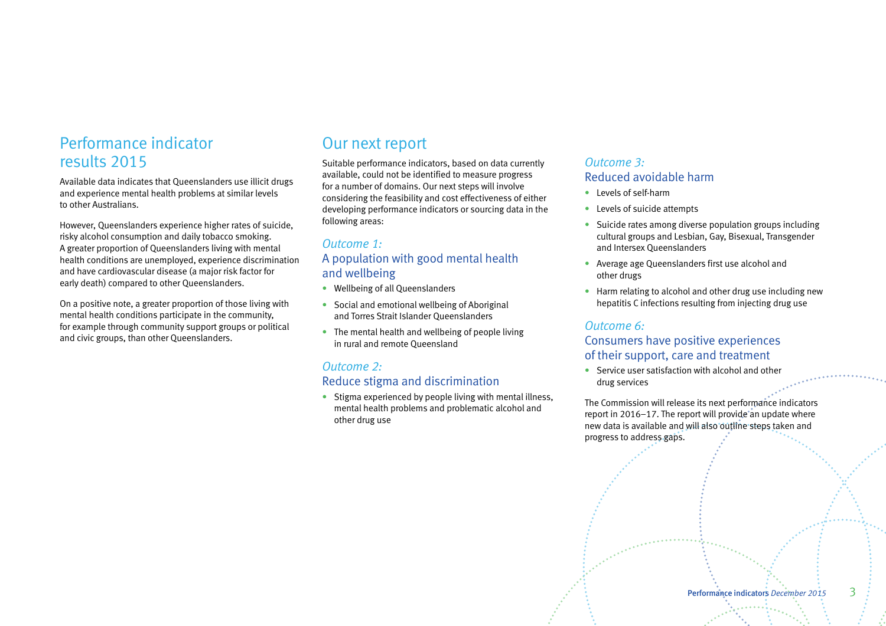## Performance indicator results 2015

Available data indicates that Queenslanders use illicit drugs and experience mental health problems at similar levels to other Australians.

However, Queenslanders experience higher rates of suicide, risky alcohol consumption and daily tobacco smoking. A greater proportion of Queenslanders living with mental health conditions are unemployed, experience discrimination and have cardiovascular disease (a major risk factor for early death) compared to other Queenslanders.

On a positive note, a greater proportion of those living with mental health conditions participate in the community, for example through community support groups or political and civic groups, than other Queenslanders.

## Our next report

Suitable performance indicators, based on data currently available, could not be identified to measure progress for a number of domains. Our next steps will involve considering the feasibility and cost effectiveness of either developing performance indicators or sourcing data in the following areas:

### *Outcome 1:* A population with good mental health and wellbeing

- Wellbeing of all Queenslanders
- Social and emotional wellbeing of Aboriginal and Torres Strait Islander Queenslanders
- The mental health and wellbeing of people living in rural and remote Queensland

### *Outcome 2:* Reduce stigma and discrimination

- Stigma experienced by people living with mental illness, mental health problems and problematic alcohol and other drug use

### *Outcome 3:* Reduced avoidable harm

- Levels of self-harm
- Levels of suicide attempts
- Suicide rates among diverse population groups including cultural groups and Lesbian, Gay, Bisexual, Transgender and Intersex Queenslanders
- Average age Queenslanders first use alcohol and other drugs
- Harm relating to alcohol and other drug use including new hepatitis C infections resulting from injecting drug use

### *Outcome 6:* Consumers have positive experiences of their support, care and treatment

- Service user satisfaction with alcohol and other drug services

The Commission will release its next performance indicators report in 2016–17. The report will provide an update where new data is available and will also outline steps taken and progress to address gaps.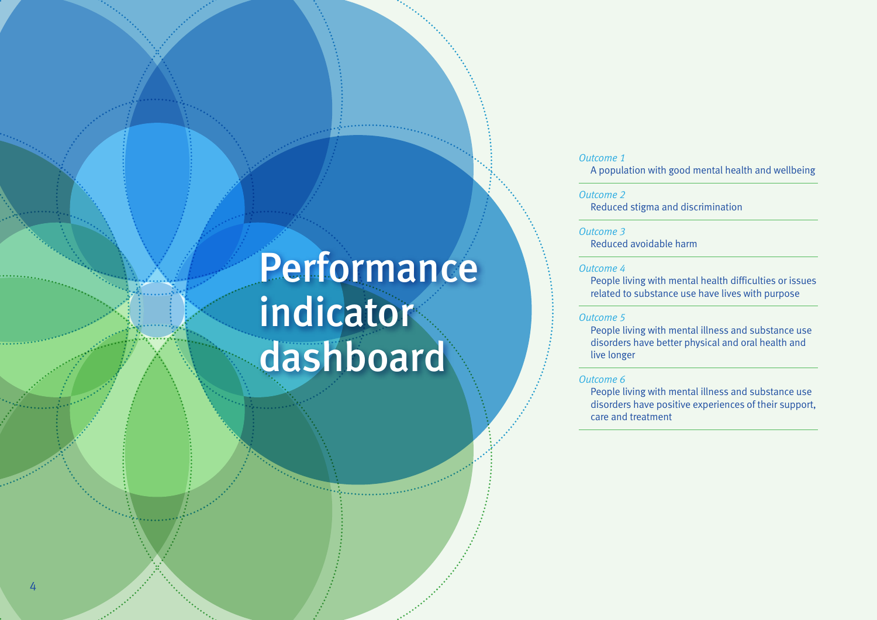# Performance indicator dashboard

*Outcome 1*
A population with good mental health and wellbeing

*Outcome 2*
Reduced stigma and discrimination

*Outcome 3*
Reduced avoidable harm

*Outcome 4*
People living with mental health difficulties or issues related to substance use have lives with purpose

*Outcome 5*
People living with mental illness and substance use disorders have better physical and oral health and live longer

*Outcome 6*
People living with mental illness and substance use disorders have positive experiences of their support, care and treatment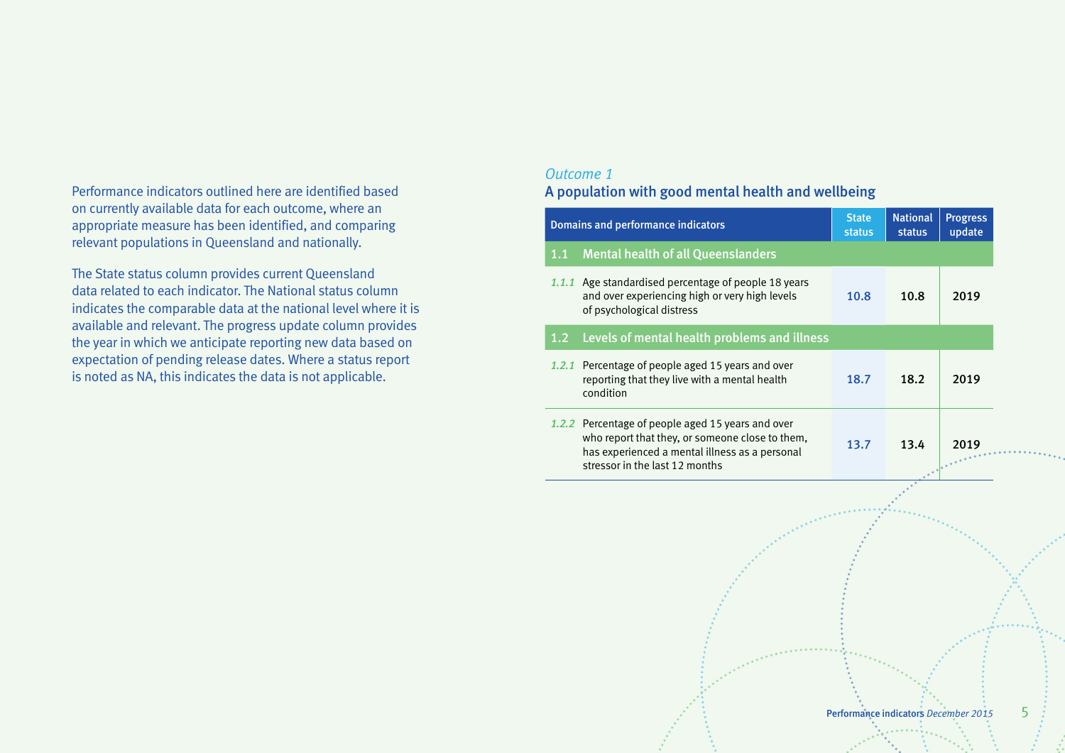Performance indicators outlined here are identified based on currently available data for each outcome, where an appropriate measure has been identified, and comparing relevant populations in Queensland and nationally.

The State status column provides current Queensland data related to each indicator. The National status column indicates the comparable data at the national level where it is available and relevant. The progress update column provides the year in which we anticipate reporting new data based on expectation of pending release dates. Where a status report is noted as NA, this indicates the data is not applicable.

*Outcome 1*

## A population with good mental health and wellbeing

| Domains and performance indicators | State status | National status | Progress update |
|---|---|---|---|
| **1.1 Mental health of all Queenslanders** | | | |
| *1.1.1* Age standardised percentage of people 18 years and over experiencing high or very high levels of psychological distress | 10.8 | 10.8 | 2019 |
| **1.2 Levels of mental health problems and illness** | | | |
| *1.2.1* Percentage of people aged 15 years and over reporting that they live with a mental health condition | 18.7 | 18.2 | 2019 |
| *1.2.2* Percentage of people aged 15 years and over who report that they, or someone close to them, has experienced a mental illness as a personal stressor in the last 12 months | 13.7 | 13.4 | 2019 |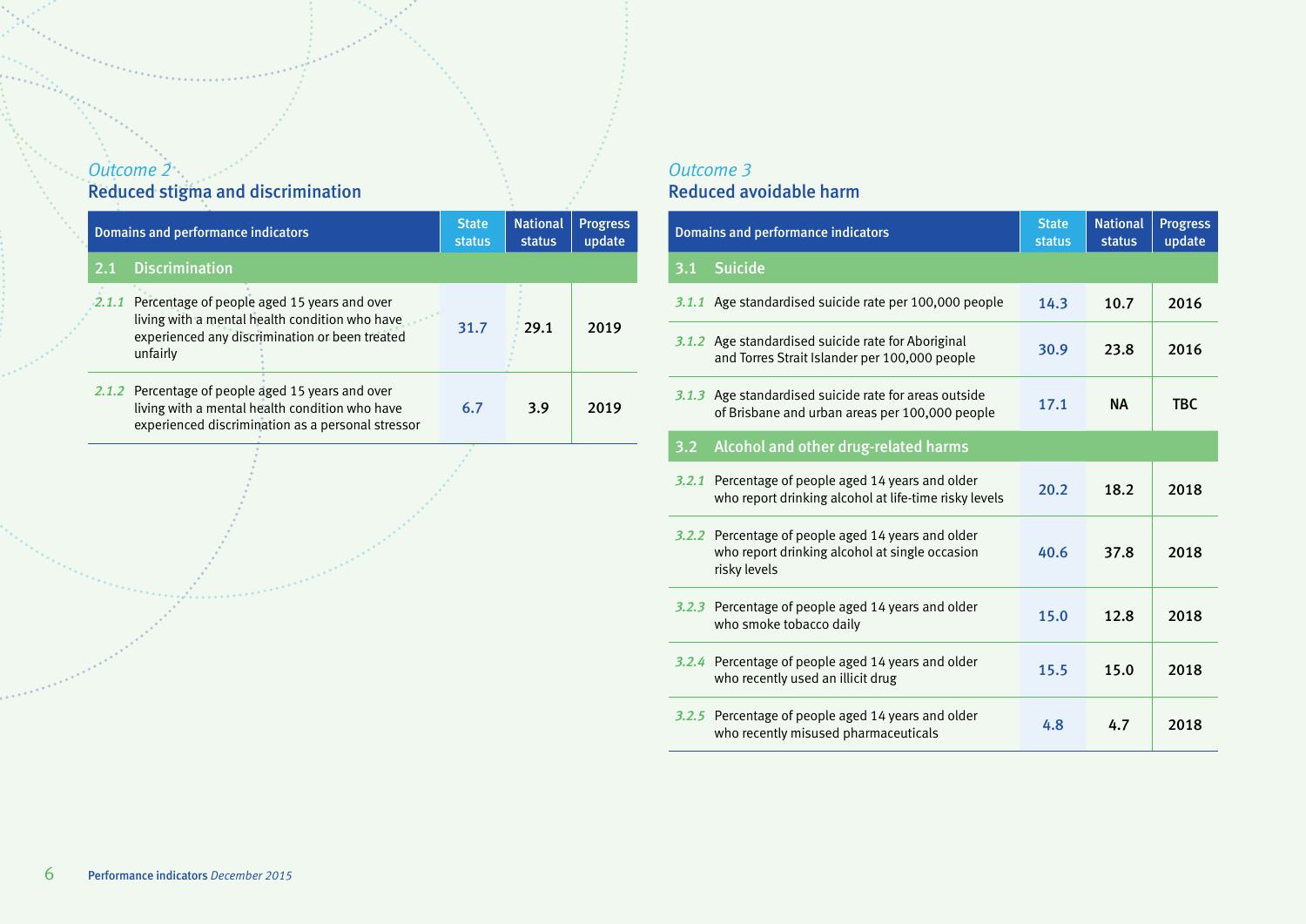*Outcome 2*

## Reduced stigma and discrimination

| Domains and performance indicators | State status | National status | Progress update |
|---|---|---|---|
| **2.1 Discrimination** | | | |
| *2.1.1* Percentage of people aged 15 years and over living with a mental health condition who have experienced any discrimination or been treated unfairly | 31.7 | 29.1 | 2019 |
| *2.1.2* Percentage of people aged 15 years and over living with a mental health condition who have experienced discrimination as a personal stressor | 6.7 | 3.9 | 2019 |

*Outcome 3*

## Reduced avoidable harm

| Domains and performance indicators | State status | National status | Progress update |
|---|---|---|---|
| **3.1 Suicide** | | | |
| *3.1.1* Age standardised suicide rate per 100,000 people | 14.3 | 10.7 | 2016 |
| *3.1.2* Age standardised suicide rate for Aboriginal and Torres Strait Islander per 100,000 people | 30.9 | 23.8 | 2016 |
| *3.1.3* Age standardised suicide rate for areas outside of Brisbane and urban areas per 100,000 people | 17.1 | NA | TBC |
| **3.2 Alcohol and other drug-related harms** | | | |
| *3.2.1* Percentage of people aged 14 years and older who report drinking alcohol at life-time risky levels | 20.2 | 18.2 | 2018 |
| *3.2.2* Percentage of people aged 14 years and older who report drinking alcohol at single occasion risky levels | 40.6 | 37.8 | 2018 |
| *3.2.3* Percentage of people aged 14 years and older who smoke tobacco daily | 15.0 | 12.8 | 2018 |
| *3.2.4* Percentage of people aged 14 years and older who recently used an illicit drug | 15.5 | 15.0 | 2018 |
| *3.2.5* Percentage of people aged 14 years and older who recently misused pharmaceuticals | 4.8 | 4.7 | 2018 |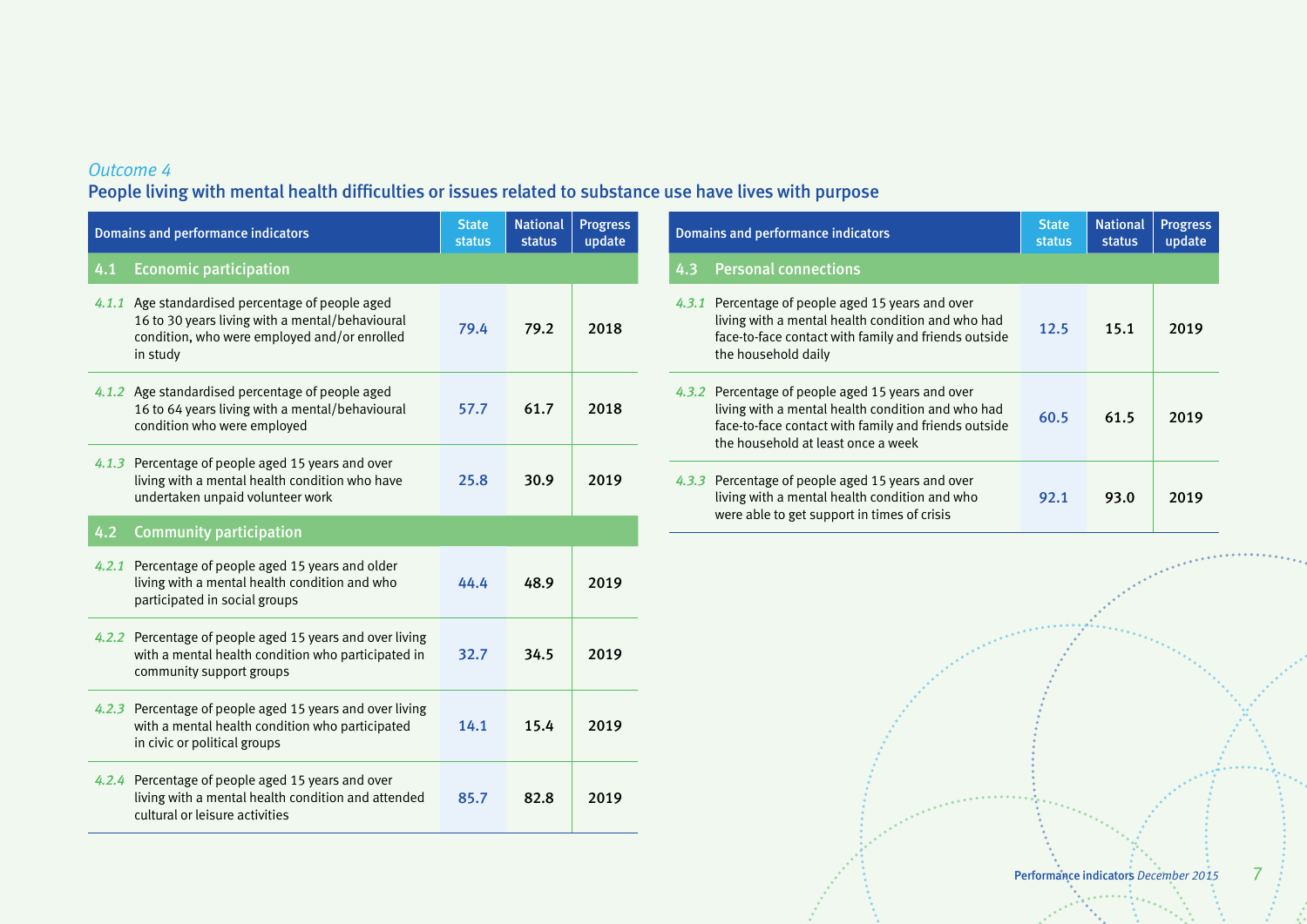*Outcome 4*

## People living with mental health difficulties or issues related to substance use have lives with purpose

| Domains and performance indicators | State status | National status | Progress update |
|---|---|---|---|
| **4.1 Economic participation** | | | |
| *4.1.1* Age standardised percentage of people aged 16 to 30 years living with a mental/behavioural condition, who were employed and/or enrolled in study | 79.4 | 79.2 | 2018 |
| *4.1.2* Age standardised percentage of people aged 16 to 64 years living with a mental/behavioural condition who were employed | 57.7 | 61.7 | 2018 |
| *4.1.3* Percentage of people aged 15 years and over living with a mental health condition who have undertaken unpaid volunteer work | 25.8 | 30.9 | 2019 |
| **4.2 Community participation** | | | |
| *4.2.1* Percentage of people aged 15 years and older living with a mental health condition and who participated in social groups | 44.4 | 48.9 | 2019 |
| *4.2.2* Percentage of people aged 15 years and over living with a mental health condition who participated in community support groups | 32.7 | 34.5 | 2019 |
| *4.2.3* Percentage of people aged 15 years and over living with a mental health condition who participated in civic or political groups | 14.1 | 15.4 | 2019 |
| *4.2.4* Percentage of people aged 15 years and over living with a mental health condition and attended cultural or leisure activities | 85.7 | 82.8 | 2019 |

| Domains and performance indicators | State status | National status | Progress update |
|---|---|---|---|
| **4.3 Personal connections** | | | |
| *4.3.1* Percentage of people aged 15 years and over living with a mental health condition and who had face-to-face contact with family and friends outside the household daily | 12.5 | 15.1 | 2019 |
| *4.3.2* Percentage of people aged 15 years and over living with a mental health condition and who had face-to-face contact with family and friends outside the household at least once a week | 60.5 | 61.5 | 2019 |
| *4.3.3* Percentage of people aged 15 years and over living with a mental health condition and who were able to get support in times of crisis | 92.1 | 93.0 | 2019 |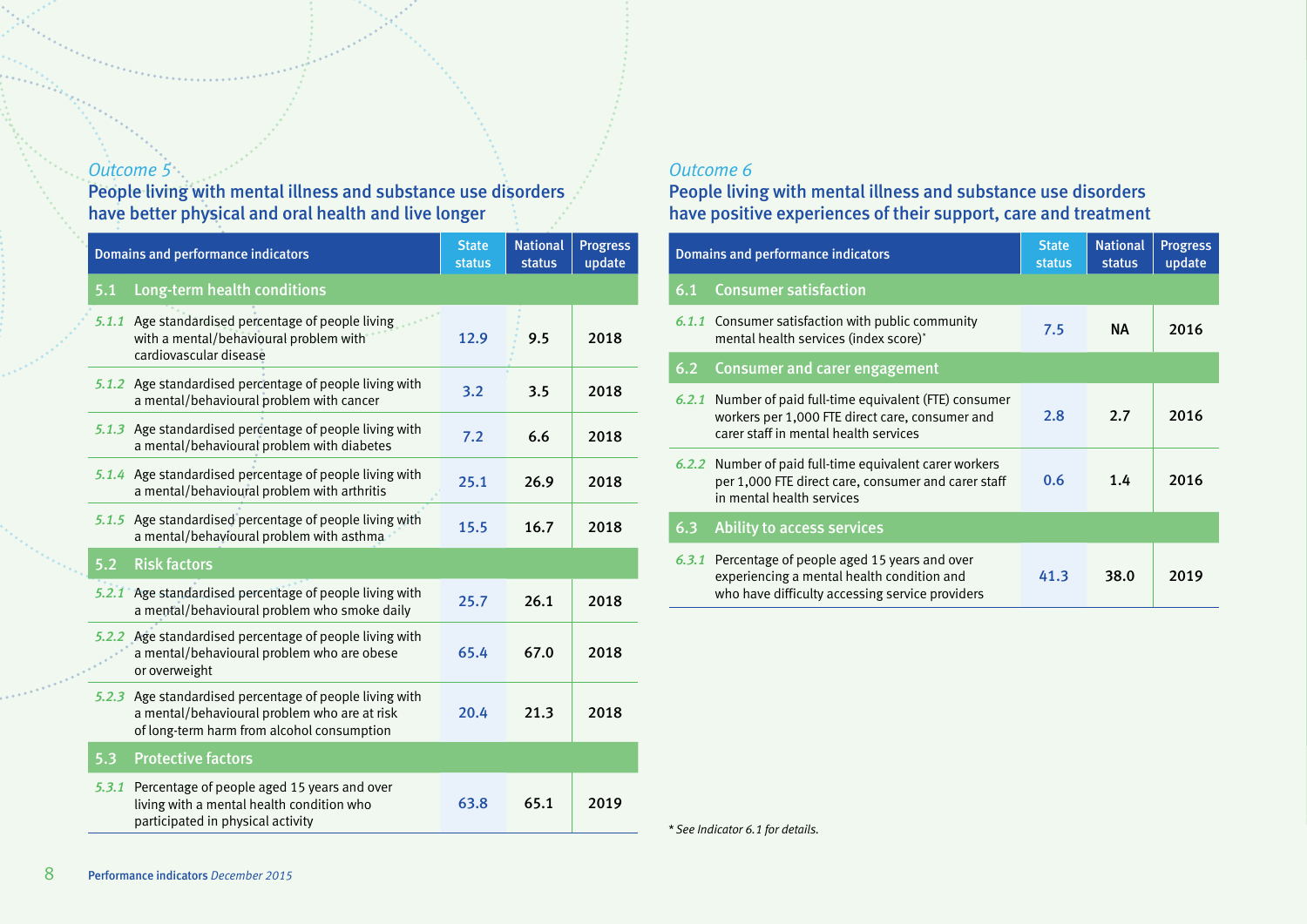*Outcome 5*

## People living with mental illness and substance use disorders have better physical and oral health and live longer

| Domains and performance indicators | State status | National status | Progress update |
|---|---|---|---|
| **5.1 Long-term health conditions** | | | |
| *5.1.1* Age standardised percentage of people living with a mental/behavioural problem with cardiovascular disease | 12.9 | 9.5 | 2018 |
| *5.1.2* Age standardised percentage of people living with a mental/behavioural problem with cancer | 3.2 | 3.5 | 2018 |
| *5.1.3* Age standardised percentage of people living with a mental/behavioural problem with diabetes | 7.2 | 6.6 | 2018 |
| *5.1.4* Age standardised percentage of people living with a mental/behavioural problem with arthritis | 25.1 | 26.9 | 2018 |
| *5.1.5* Age standardised percentage of people living with a mental/behavioural problem with asthma | 15.5 | 16.7 | 2018 |
| **5.2 Risk factors** | | | |
| *5.2.1* Age standardised percentage of people living with a mental/behavioural problem who smoke daily | 25.7 | 26.1 | 2018 |
| *5.2.2* Age standardised percentage of people living with a mental/behavioural problem who are obese or overweight | 65.4 | 67.0 | 2018 |
| *5.2.3* Age standardised percentage of people living with a mental/behavioural problem who are at risk of long-term harm from alcohol consumption | 20.4 | 21.3 | 2018 |
| **5.3 Protective factors** | | | |
| *5.3.1* Percentage of people aged 15 years and over living with a mental health condition who participated in physical activity | 63.8 | 65.1 | 2019 |

*Outcome 6*

## People living with mental illness and substance use disorders have positive experiences of their support, care and treatment

| Domains and performance indicators | State status | National status | Progress update |
|---|---|---|---|
| **6.1 Consumer satisfaction** | | | |
| *6.1.1* Consumer satisfaction with public community mental health services (index score)* | 7.5 | NA | 2016 |
| **6.2 Consumer and carer engagement** | | | |
| *6.2.1* Number of paid full-time equivalent (FTE) consumer workers per 1,000 FTE direct care, consumer and carer staff in mental health services | 2.8 | 2.7 | 2016 |
| *6.2.2* Number of paid full-time equivalent carer workers per 1,000 FTE direct care, consumer and carer staff in mental health services | 0.6 | 1.4 | 2016 |
| **6.3 Ability to access services** | | | |
| *6.3.1* Percentage of people aged 15 years and over experiencing a mental health condition and who have difficulty accessing service providers | 41.3 | 38.0 | 2019 |

*\* See Indicator 6.1 for details.*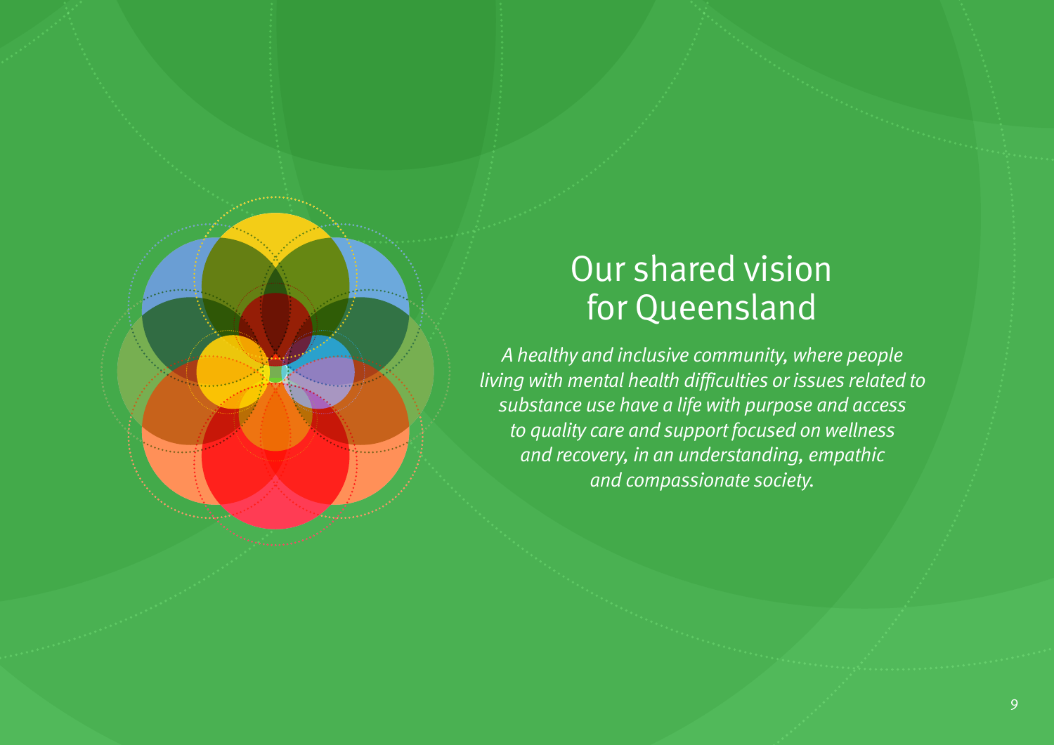# Our shared vision for Queensland

*A healthy and inclusive community, where people living with mental health difficulties or issues related to substance use have a life with purpose and access to quality care and support focused on wellness and recovery, in an understanding, empathic and compassionate society.*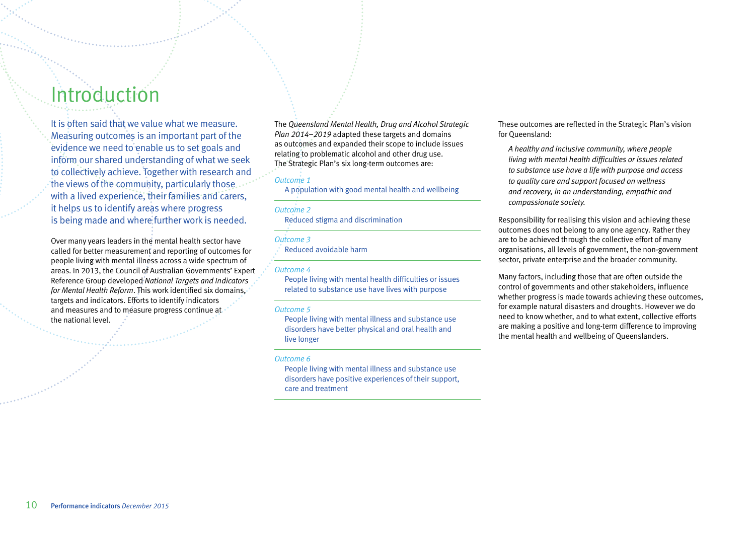# Introduction

It is often said that we value what we measure. Measuring outcomes is an important part of the evidence we need to enable us to set goals and inform our shared understanding of what we seek to collectively achieve. Together with research and the views of the community, particularly those with a lived experience, their families and carers, it helps us to identify areas where progress is being made and where further work is needed.

Over many years leaders in the mental health sector have called for better measurement and reporting of outcomes for people living with mental illness across a wide spectrum of areas. In 2013, the Council of Australian Governments' Expert Reference Group developed *National Targets and Indicators for Mental Health Reform*. This work identified six domains, targets and indicators. Efforts to identify indicators and measures and to measure progress continue at the national level.

The *Queensland Mental Health, Drug and Alcohol Strategic Plan 2014–2019* adapted these targets and domains as outcomes and expanded their scope to include issues relating to problematic alcohol and other drug use. The Strategic Plan's six long-term outcomes are:

*Outcome 1*
A population with good mental health and wellbeing

*Outcome 2*
Reduced stigma and discrimination

*Outcome 3*
Reduced avoidable harm

*Outcome 4*
People living with mental health difficulties or issues related to substance use have lives with purpose

*Outcome 5*
People living with mental illness and substance use disorders have better physical and oral health and live longer

*Outcome 6*
People living with mental illness and substance use disorders have positive experiences of their support, care and treatment

These outcomes are reflected in the Strategic Plan's vision for Queensland:

> *A healthy and inclusive community, where people living with mental health difficulties or issues related to substance use have a life with purpose and access to quality care and support focused on wellness and recovery, in an understanding, empathic and compassionate society.*

Responsibility for realising this vision and achieving these outcomes does not belong to any one agency. Rather they are to be achieved through the collective effort of many organisations, all levels of government, the non-government sector, private enterprise and the broader community.

Many factors, including those that are often outside the control of governments and other stakeholders, influence whether progress is made towards achieving these outcomes, for example natural disasters and droughts. However we do need to know whether, and to what extent, collective efforts are making a positive and long-term difference to improving the mental health and wellbeing of Queenslanders.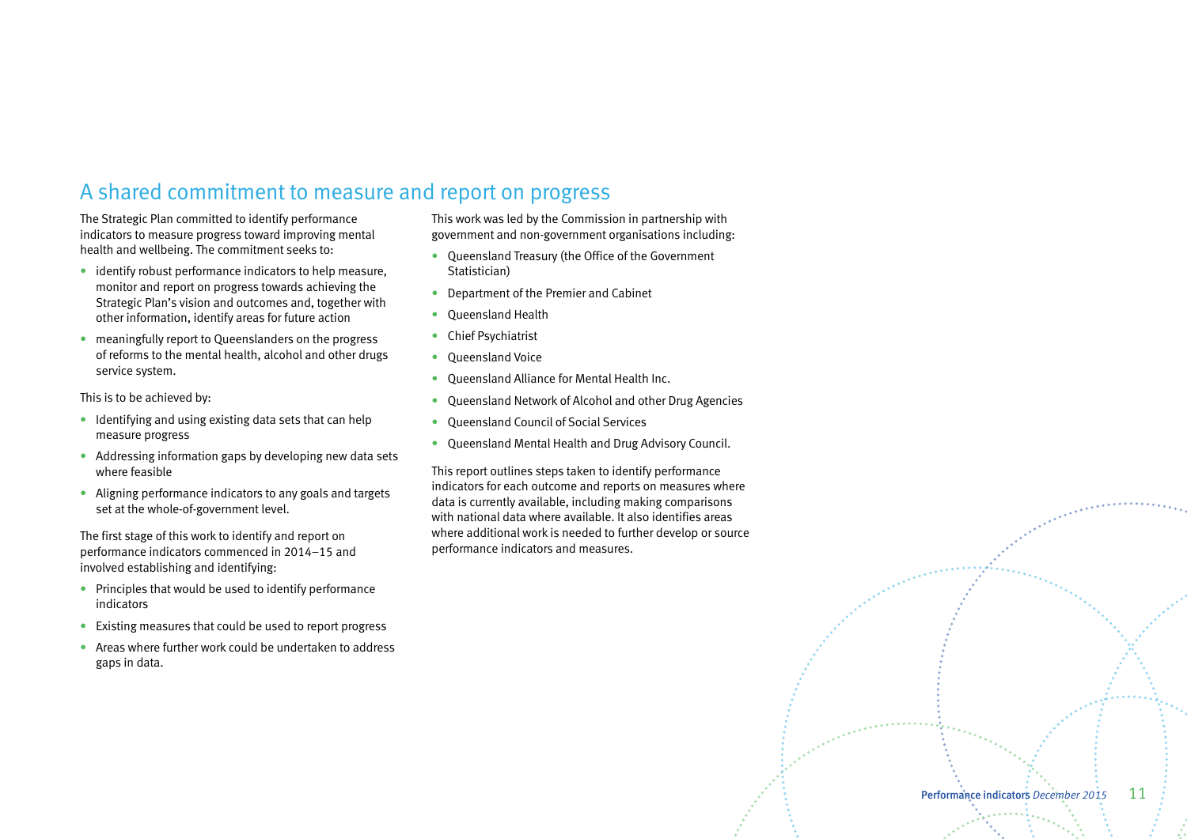## A shared commitment to measure and report on progress

The Strategic Plan committed to identify performance indicators to measure progress toward improving mental health and wellbeing. The commitment seeks to:

- identify robust performance indicators to help measure, monitor and report on progress towards achieving the Strategic Plan's vision and outcomes and, together with other information, identify areas for future action
- meaningfully report to Queenslanders on the progress of reforms to the mental health, alcohol and other drugs service system.

This is to be achieved by:

- Identifying and using existing data sets that can help measure progress
- Addressing information gaps by developing new data sets where feasible
- Aligning performance indicators to any goals and targets set at the whole-of-government level.

The first stage of this work to identify and report on performance indicators commenced in 2014–15 and involved establishing and identifying:

- Principles that would be used to identify performance indicators
- Existing measures that could be used to report progress
- Areas where further work could be undertaken to address gaps in data.

This work was led by the Commission in partnership with government and non-government organisations including:

- Queensland Treasury (the Office of the Government Statistician)
- Department of the Premier and Cabinet
- Queensland Health
- Chief Psychiatrist
- Queensland Voice
- Queensland Alliance for Mental Health Inc.
- Queensland Network of Alcohol and other Drug Agencies
- Queensland Council of Social Services
- Queensland Mental Health and Drug Advisory Council.

This report outlines steps taken to identify performance indicators for each outcome and reports on measures where data is currently available, including making comparisons with national data where available. It also identifies areas where additional work is needed to further develop or source performance indicators and measures.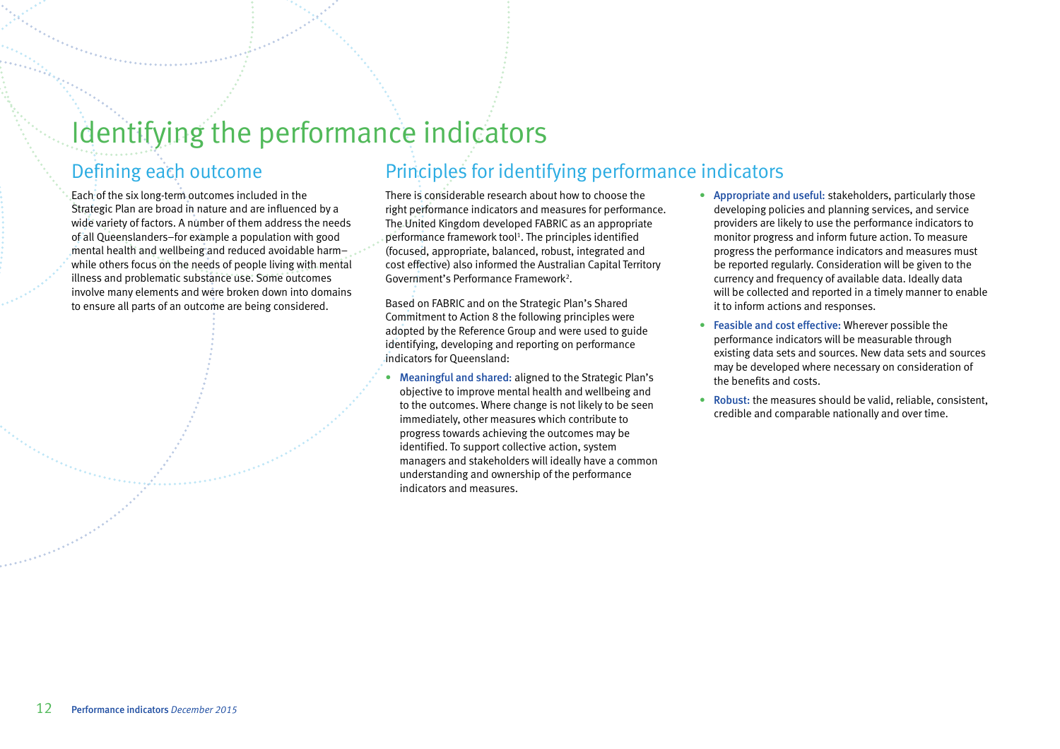# Identifying the performance indicators

## Defining each outcome

Each of the six long-term outcomes included in the Strategic Plan are broad in nature and are influenced by a wide variety of factors. A number of them address the needs of all Queenslanders—for example a population with good mental health and wellbeing and reduced avoidable harm—while others focus on the needs of people living with mental illness and problematic substance use. Some outcomes involve many elements and were broken down into domains to ensure all parts of an outcome are being considered.

## Principles for identifying performance indicators

There is considerable research about how to choose the right performance indicators and measures for performance. The United Kingdom developed FABRIC as an appropriate performance framework tool[1]. The principles identified (focused, appropriate, balanced, robust, integrated and cost effective) also informed the Australian Capital Territory Government's Performance Framework[2].

Based on FABRIC and on the Strategic Plan's Shared Commitment to Action 8 the following principles were adopted by the Reference Group and were used to guide identifying, developing and reporting on performance indicators for Queensland:

- **Meaningful and shared:** aligned to the Strategic Plan's objective to improve mental health and wellbeing and to the outcomes. Where change is not likely to be seen immediately, other measures which contribute to progress towards achieving the outcomes may be identified. To support collective action, system managers and stakeholders will ideally have a common understanding and ownership of the performance indicators and measures.
- **Appropriate and useful:** stakeholders, particularly those developing policies and planning services, and service providers are likely to use the performance indicators to monitor progress and inform future action. To measure progress the performance indicators and measures must be reported regularly. Consideration will be given to the currency and frequency of available data. Ideally data will be collected and reported in a timely manner to enable it to inform actions and responses.
- **Feasible and cost effective:** Wherever possible the performance indicators will be measurable through existing data sets and sources. New data sets and sources may be developed where necessary on consideration of the benefits and costs.
- **Robust:** the measures should be valid, reliable, consistent, credible and comparable nationally and over time.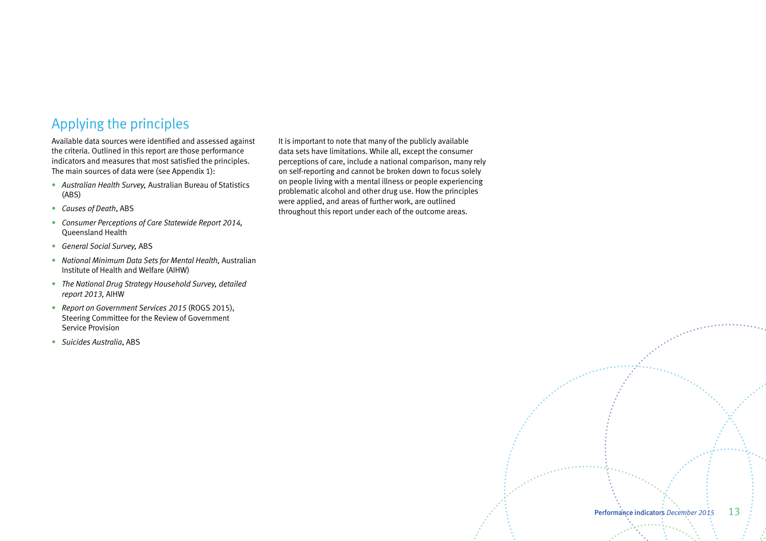## Applying the principles

Available data sources were identified and assessed against the criteria. Outlined in this report are those performance indicators and measures that most satisfied the principles. The main sources of data were (see Appendix 1):

- *Australian Health Survey,* Australian Bureau of Statistics (ABS)
- *Causes of Death*, ABS
- *Consumer Perceptions of Care Statewide Report 2014,* Queensland Health
- *General Social Survey,* ABS
- *National Minimum Data Sets for Mental Health,* Australian Institute of Health and Welfare (AIHW)
- *The National Drug Strategy Household Survey, detailed report 2013,* AIHW
- *Report on Government Services 2015* (ROGS 2015), Steering Committee for the Review of Government Service Provision
- *Suicides Australia*, ABS

It is important to note that many of the publicly available data sets have limitations. While all, except the consumer perceptions of care, include a national comparison, many rely on self-reporting and cannot be broken down to focus solely on people living with a mental illness or people experiencing problematic alcohol and other drug use. How the principles were applied, and areas of further work, are outlined throughout this report under each of the outcome areas.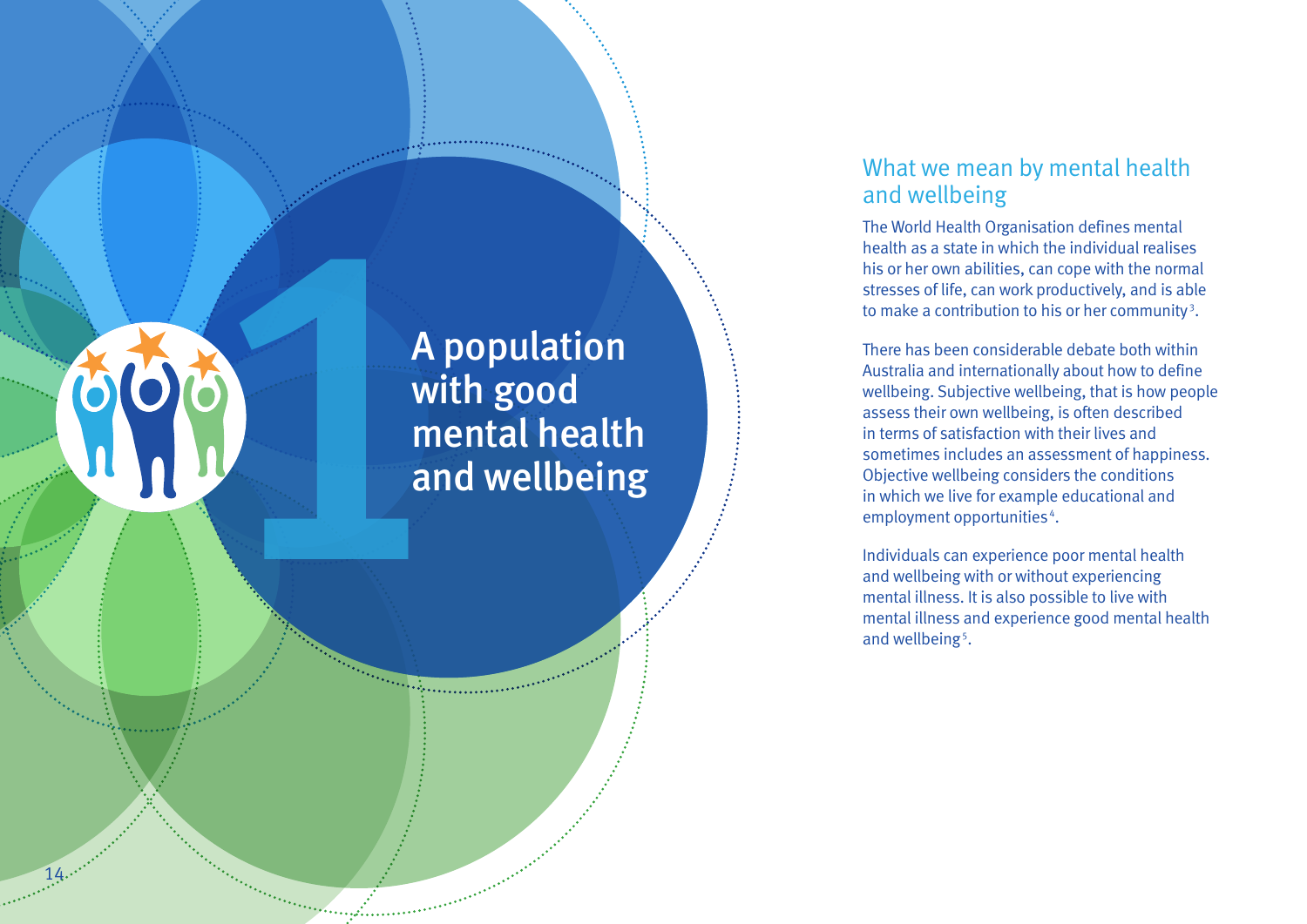# 1 A population with good mental health and wellbeing

## What we mean by mental health and wellbeing

The World Health Organisation defines mental health as a state in which the individual realises his or her own abilities, can cope with the normal stresses of life, can work productively, and is able to make a contribution to his or her community[3].

There has been considerable debate both within Australia and internationally about how to define wellbeing. Subjective wellbeing, that is how people assess their own wellbeing, is often described in terms of satisfaction with their lives and sometimes includes an assessment of happiness. Objective wellbeing considers the conditions in which we live for example educational and employment opportunities[4].

Individuals can experience poor mental health and wellbeing with or without experiencing mental illness. It is also possible to live with mental illness and experience good mental health and wellbeing[5].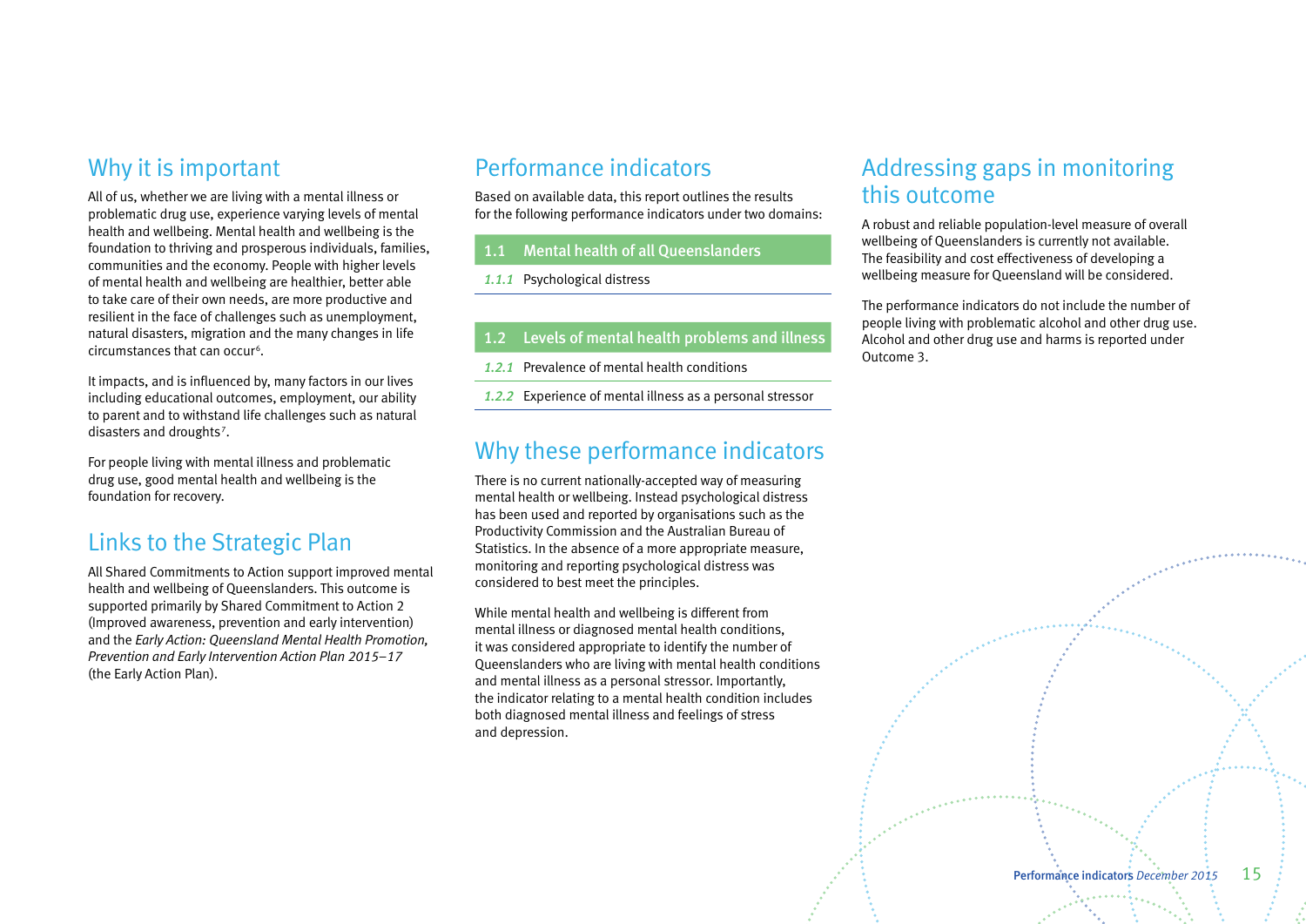## Why it is important

All of us, whether we are living with a mental illness or problematic drug use, experience varying levels of mental health and wellbeing. Mental health and wellbeing is the foundation to thriving and prosperous individuals, families, communities and the economy. People with higher levels of mental health and wellbeing are healthier, better able to take care of their own needs, are more productive and resilient in the face of challenges such as unemployment, natural disasters, migration and the many changes in life circumstances that can occur[6].

It impacts, and is influenced by, many factors in our lives including educational outcomes, employment, our ability to parent and to withstand life challenges such as natural disasters and droughts[7].

For people living with mental illness and problematic drug use, good mental health and wellbeing is the foundation for recovery.

## Links to the Strategic Plan

All Shared Commitments to Action support improved mental health and wellbeing of Queenslanders. This outcome is supported primarily by Shared Commitment to Action 2 (Improved awareness, prevention and early intervention) and the *Early Action: Queensland Mental Health Promotion, Prevention and Early Intervention Action Plan 2015–17* (the Early Action Plan).

## Performance indicators

Based on available data, this report outlines the results for the following performance indicators under two domains:

| | |
|---|---|
| **1.1** | **Mental health of all Queenslanders** |
| *1.1.1* | Psychological distress |

| | |
|---|---|
| **1.2** | **Levels of mental health problems and illness** |
| *1.2.1* | Prevalence of mental health conditions |
| *1.2.2* | Experience of mental illness as a personal stressor |

## Why these performance indicators

There is no current nationally-accepted way of measuring mental health or wellbeing. Instead psychological distress has been used and reported by organisations such as the Productivity Commission and the Australian Bureau of Statistics. In the absence of a more appropriate measure, monitoring and reporting psychological distress was considered to best meet the principles.

While mental health and wellbeing is different from mental illness or diagnosed mental health conditions, it was considered appropriate to identify the number of Queenslanders who are living with mental health conditions and mental illness as a personal stressor. Importantly, the indicator relating to a mental health condition includes both diagnosed mental illness and feelings of stress and depression.

## Addressing gaps in monitoring this outcome

A robust and reliable population-level measure of overall wellbeing of Queenslanders is currently not available. The feasibility and cost effectiveness of developing a wellbeing measure for Queensland will be considered.

The performance indicators do not include the number of people living with problematic alcohol and other drug use. Alcohol and other drug use and harms is reported under Outcome 3.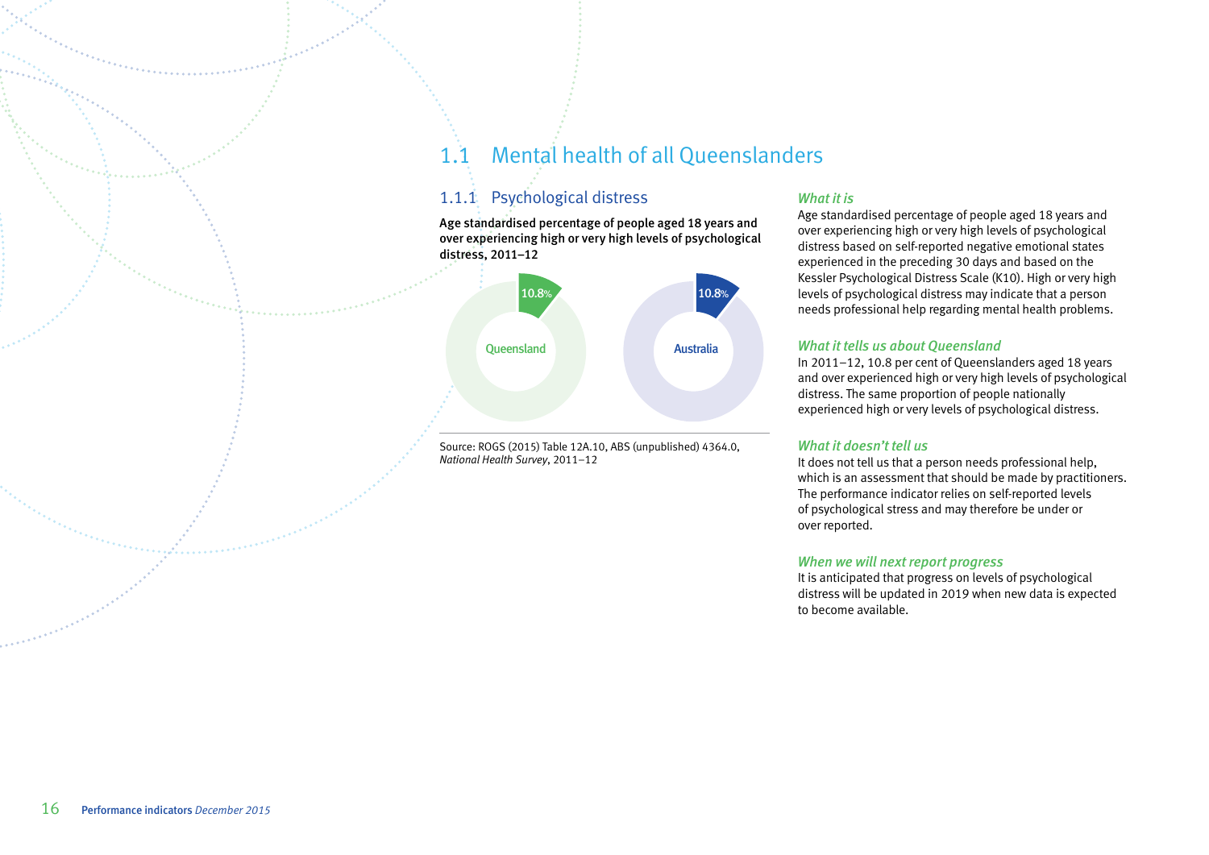# 1.1 Mental health of all Queenslanders

## 1.1.1 Psychological distress

**Age standardised percentage of people aged 18 years and over experiencing high or very high levels of psychological distress, 2011–12**

Queensland: 10.8%

Australia: 10.8%

Source: ROGS (2015) Table 12A.10, ABS (unpublished) 4364.0, *National Health Survey*, 2011–12

### *What it is*

Age standardised percentage of people aged 18 years and over experiencing high or very high levels of psychological distress based on self-reported negative emotional states experienced in the preceding 30 days and based on the Kessler Psychological Distress Scale (K10). High or very high levels of psychological distress may indicate that a person needs professional help regarding mental health problems.

### *What it tells us about Queensland*

In 2011–12, 10.8 per cent of Queenslanders aged 18 years and over experienced high or very high levels of psychological distress. The same proportion of people nationally experienced high or very levels of psychological distress.

### *What it doesn't tell us*

It does not tell us that a person needs professional help, which is an assessment that should be made by practitioners. The performance indicator relies on self-reported levels of psychological stress and may therefore be under or over reported.

### *When we will next report progress*

It is anticipated that progress on levels of psychological distress will be updated in 2019 when new data is expected to become available.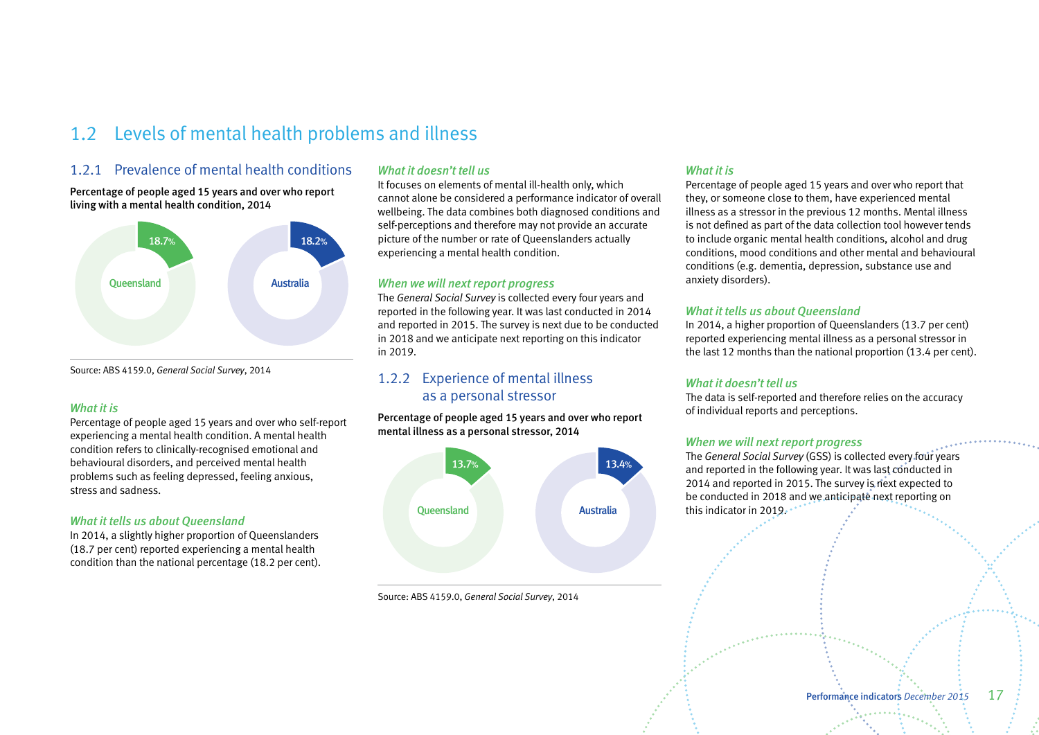## 1.2 Levels of mental health problems and illness

### 1.2.1 Prevalence of mental health conditions

**Percentage of people aged 15 years and over who report living with a mental health condition, 2014**

Queensland 18.7%

Australia 18.2%

Source: ABS 4159.0, *General Social Survey*, 2014

#### *What it is*

Percentage of people aged 15 years and over who self-report experiencing a mental health condition. A mental health condition refers to clinically-recognised emotional and behavioural disorders, and perceived mental health problems such as feeling depressed, feeling anxious, stress and sadness.

#### *What it tells us about Queensland*

In 2014, a slightly higher proportion of Queenslanders (18.7 per cent) reported experiencing a mental health condition than the national percentage (18.2 per cent).

#### *What it doesn't tell us*

It focuses on elements of mental ill-health only, which cannot alone be considered a performance indicator of overall wellbeing. The data combines both diagnosed conditions and self-perceptions and therefore may not provide an accurate picture of the number or rate of Queenslanders actually experiencing a mental health condition.

#### *When we will next report progress*

The *General Social Survey* is collected every four years and reported in the following year. It was last conducted in 2014 and reported in 2015. The survey is next due to be conducted in 2018 and we anticipate next reporting on this indicator in 2019.

### 1.2.2 Experience of mental illness as a personal stressor

**Percentage of people aged 15 years and over who report mental illness as a personal stressor, 2014**

Queensland 13.7%

Australia 13.4%

Source: ABS 4159.0, *General Social Survey*, 2014

#### *What it is*

Percentage of people aged 15 years and over who report that they, or someone close to them, have experienced mental illness as a stressor in the previous 12 months. Mental illness is not defined as part of the data collection tool however tends to include organic mental health conditions, alcohol and drug conditions, mood conditions and other mental and behavioural conditions (e.g. dementia, depression, substance use and anxiety disorders).

#### *What it tells us about Queensland*

In 2014, a higher proportion of Queenslanders (13.7 per cent) reported experiencing mental illness as a personal stressor in the last 12 months than the national proportion (13.4 per cent).

#### *What it doesn't tell us*

The data is self-reported and therefore relies on the accuracy of individual reports and perceptions.

#### *When we will next report progress*

The *General Social Survey* (GSS) is collected every four years and reported in the following year. It was last conducted in 2014 and reported in 2015. The survey is next expected to be conducted in 2018 and we anticipate next reporting on this indicator in 2019.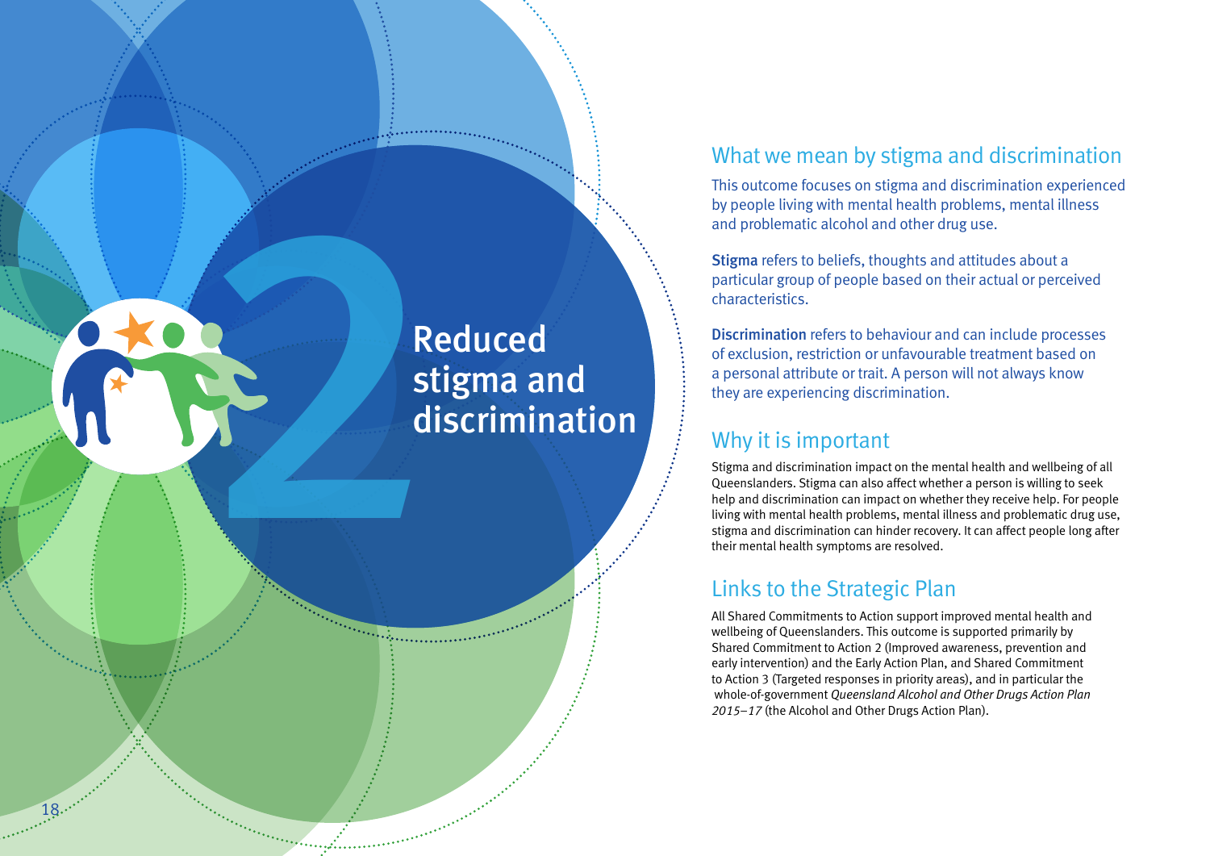# 2 Reduced stigma and discrimination

## What we mean by stigma and discrimination

This outcome focuses on stigma and discrimination experienced by people living with mental health problems, mental illness and problematic alcohol and other drug use.

**Stigma** refers to beliefs, thoughts and attitudes about a particular group of people based on their actual or perceived characteristics.

**Discrimination** refers to behaviour and can include processes of exclusion, restriction or unfavourable treatment based on a personal attribute or trait. A person will not always know they are experiencing discrimination.

## Why it is important

Stigma and discrimination impact on the mental health and wellbeing of all Queenslanders. Stigma can also affect whether a person is willing to seek help and discrimination can impact on whether they receive help. For people living with mental health problems, mental illness and problematic drug use, stigma and discrimination can hinder recovery. It can affect people long after their mental health symptoms are resolved.

## Links to the Strategic Plan

All Shared Commitments to Action support improved mental health and wellbeing of Queenslanders. This outcome is supported primarily by Shared Commitment to Action 2 (Improved awareness, prevention and early intervention) and the Early Action Plan, and Shared Commitment to Action 3 (Targeted responses in priority areas), and in particular the whole-of-government *Queensland Alcohol and Other Drugs Action Plan 2015–17* (the Alcohol and Other Drugs Action Plan).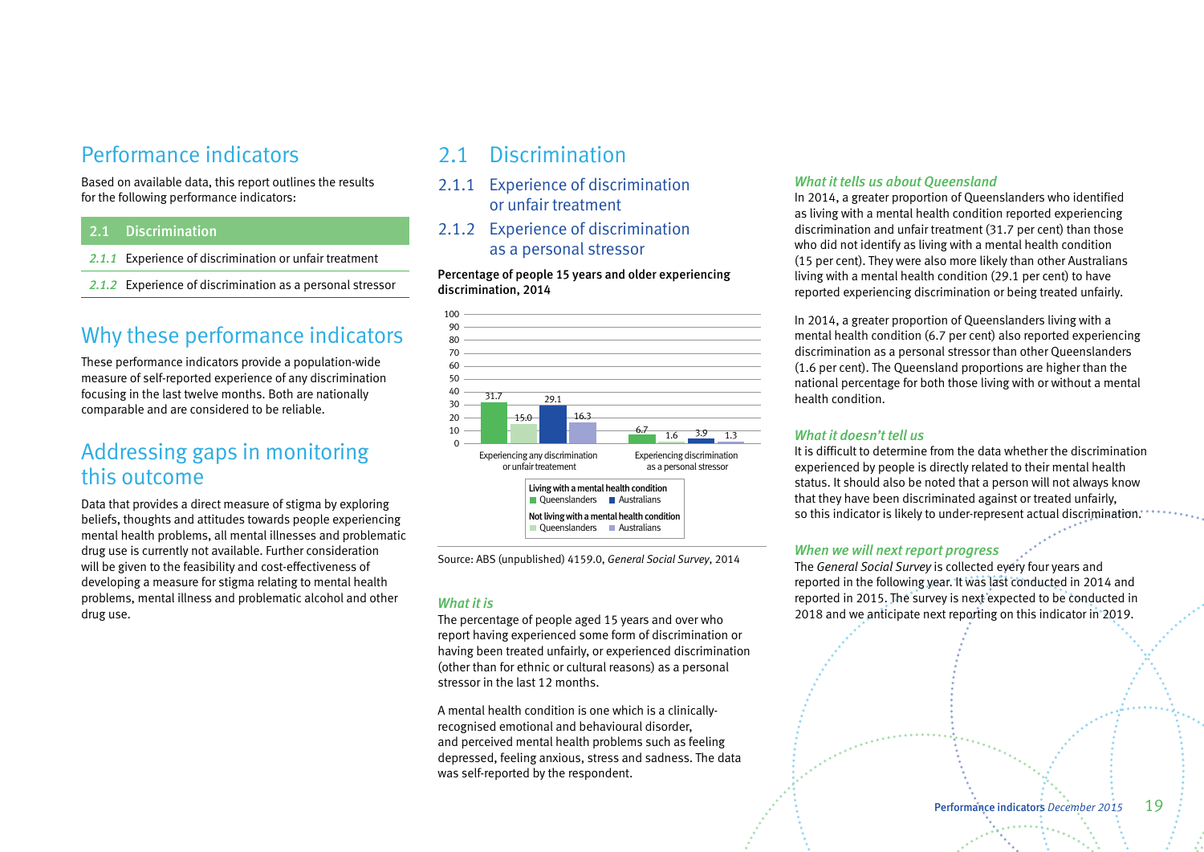# Performance indicators

Based on available data, this report outlines the results for the following performance indicators:

| 2.1 Discrimination |
|---|
| *2.1.1* Experience of discrimination or unfair treatment |
| *2.1.2* Experience of discrimination as a personal stressor |

# Why these performance indicators

These performance indicators provide a population-wide measure of self-reported experience of any discrimination focusing in the last twelve months. Both are nationally comparable and are considered to be reliable.

# Addressing gaps in monitoring this outcome

Data that provides a direct measure of stigma by exploring beliefs, thoughts and attitudes towards people experiencing mental health problems, all mental illnesses and problematic drug use is currently not available. Further consideration will be given to the feasibility and cost-effectiveness of developing a measure for stigma relating to mental health problems, mental illness and problematic alcohol and other drug use.

# 2.1 Discrimination

## 2.1.1 Experience of discrimination or unfair treatment

## 2.1.2 Experience of discrimination as a personal stressor

**Percentage of people 15 years and older experiencing discrimination, 2014**

| | Living with a mental health condition – Queenslanders | Living with a mental health condition – Australians | Not living with a mental health condition – Queenslanders | Not living with a mental health condition – Australians |
|---|---|---|---|---|
| Experiencing any discrimination or unfair treatement | 31.7 | 29.1 | 15.0 | 16.3 |
| Experiencing discrimination as a personal stressor | 6.7 | 3.9 | 1.6 | 1.3 |

Source: ABS (unpublished) 4159.0, *General Social Survey*, 2014

### *What it is*

The percentage of people aged 15 years and over who report having experienced some form of discrimination or having been treated unfairly, or experienced discrimination (other than for ethnic or cultural reasons) as a personal stressor in the last 12 months.

A mental health condition is one which is a clinically-recognised emotional and behavioural disorder, and perceived mental health problems such as feeling depressed, feeling anxious, stress and sadness. The data was self-reported by the respondent.

### *What it tells us about Queensland*

In 2014, a greater proportion of Queenslanders who identified as living with a mental health condition reported experiencing discrimination and unfair treatment (31.7 per cent) than those who did not identify as living with a mental health condition (15 per cent). They were also more likely than other Australians living with a mental health condition (29.1 per cent) to have reported experiencing discrimination or being treated unfairly.

In 2014, a greater proportion of Queenslanders living with a mental health condition (6.7 per cent) also reported experiencing discrimination as a personal stressor than other Queenslanders (1.6 per cent). The Queensland proportions are higher than the national percentage for both those living with or without a mental health condition.

### *What it doesn't tell us*

It is difficult to determine from the data whether the discrimination experienced by people is directly related to their mental health status. It should also be noted that a person will not always know that they have been discriminated against or treated unfairly, so this indicator is likely to under-represent actual discrimination.

### *When we will next report progress*

The *General Social Survey* is collected every four years and reported in the following year. It was last conducted in 2014 and reported in 2015. The survey is next expected to be conducted in 2018 and we anticipate next reporting on this indicator in 2019.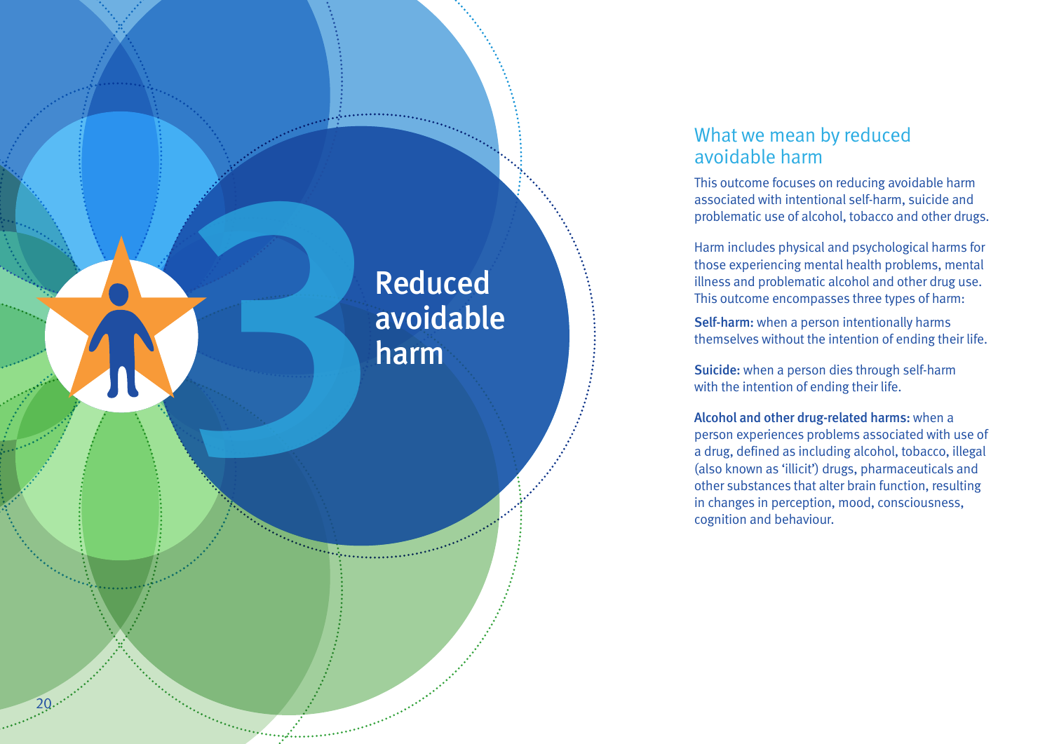# 3 Reduced avoidable harm

## What we mean by reduced avoidable harm

This outcome focuses on reducing avoidable harm associated with intentional self-harm, suicide and problematic use of alcohol, tobacco and other drugs.

Harm includes physical and psychological harms for those experiencing mental health problems, mental illness and problematic alcohol and other drug use. This outcome encompasses three types of harm:

**Self-harm:** when a person intentionally harms themselves without the intention of ending their life.

**Suicide:** when a person dies through self-harm with the intention of ending their life.

**Alcohol and other drug-related harms:** when a person experiences problems associated with use of a drug, defined as including alcohol, tobacco, illegal (also known as 'illicit') drugs, pharmaceuticals and other substances that alter brain function, resulting in changes in perception, mood, consciousness, cognition and behaviour.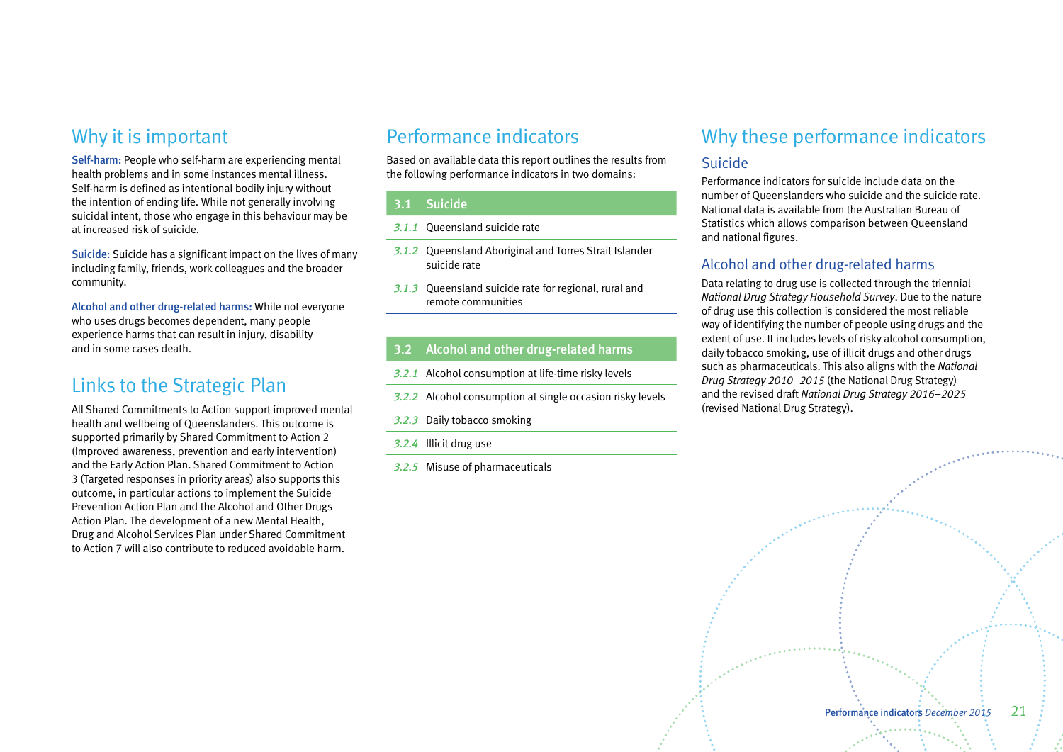## Why it is important

**Self-harm:** People who self-harm are experiencing mental health problems and in some instances mental illness. Self-harm is defined as intentional bodily injury without the intention of ending life. While not generally involving suicidal intent, those who engage in this behaviour may be at increased risk of suicide.

**Suicide:** Suicide has a significant impact on the lives of many including family, friends, work colleagues and the broader community.

**Alcohol and other drug-related harms:** While not everyone who uses drugs becomes dependent, many people experience harms that can result in injury, disability and in some cases death.

## Links to the Strategic Plan

All Shared Commitments to Action support improved mental health and wellbeing of Queenslanders. This outcome is supported primarily by Shared Commitment to Action 2 (Improved awareness, prevention and early intervention) and the Early Action Plan. Shared Commitment to Action 3 (Targeted responses in priority areas) also supports this outcome, in particular actions to implement the Suicide Prevention Action Plan and the Alcohol and Other Drugs Action Plan. The development of a new Mental Health, Drug and Alcohol Services Plan under Shared Commitment to Action 7 will also contribute to reduced avoidable harm.

## Performance indicators

Based on available data this report outlines the results from the following performance indicators in two domains:

| 3.1 | Suicide |
|---|---|
| *3.1.1* | Queensland suicide rate |
| *3.1.2* | Queensland Aboriginal and Torres Strait Islander suicide rate |
| *3.1.3* | Queensland suicide rate for regional, rural and remote communities |

| 3.2 | Alcohol and other drug-related harms |
|---|---|
| *3.2.1* | Alcohol consumption at life-time risky levels |
| *3.2.2* | Alcohol consumption at single occasion risky levels |
| *3.2.3* | Daily tobacco smoking |
| *3.2.4* | Illicit drug use |
| *3.2.5* | Misuse of pharmaceuticals |

## Why these performance indicators

### Suicide

Performance indicators for suicide include data on the number of Queenslanders who suicide and the suicide rate. National data is available from the Australian Bureau of Statistics which allows comparison between Queensland and national figures.

### Alcohol and other drug-related harms

Data relating to drug use is collected through the triennial *National Drug Strategy Household Survey*. Due to the nature of drug use this collection is considered the most reliable way of identifying the number of people using drugs and the extent of use. It includes levels of risky alcohol consumption, daily tobacco smoking, use of illicit drugs and other drugs such as pharmaceuticals. This also aligns with the *National Drug Strategy 2010–2015* (the National Drug Strategy) and the revised draft *National Drug Strategy 2016–2025* (revised National Drug Strategy).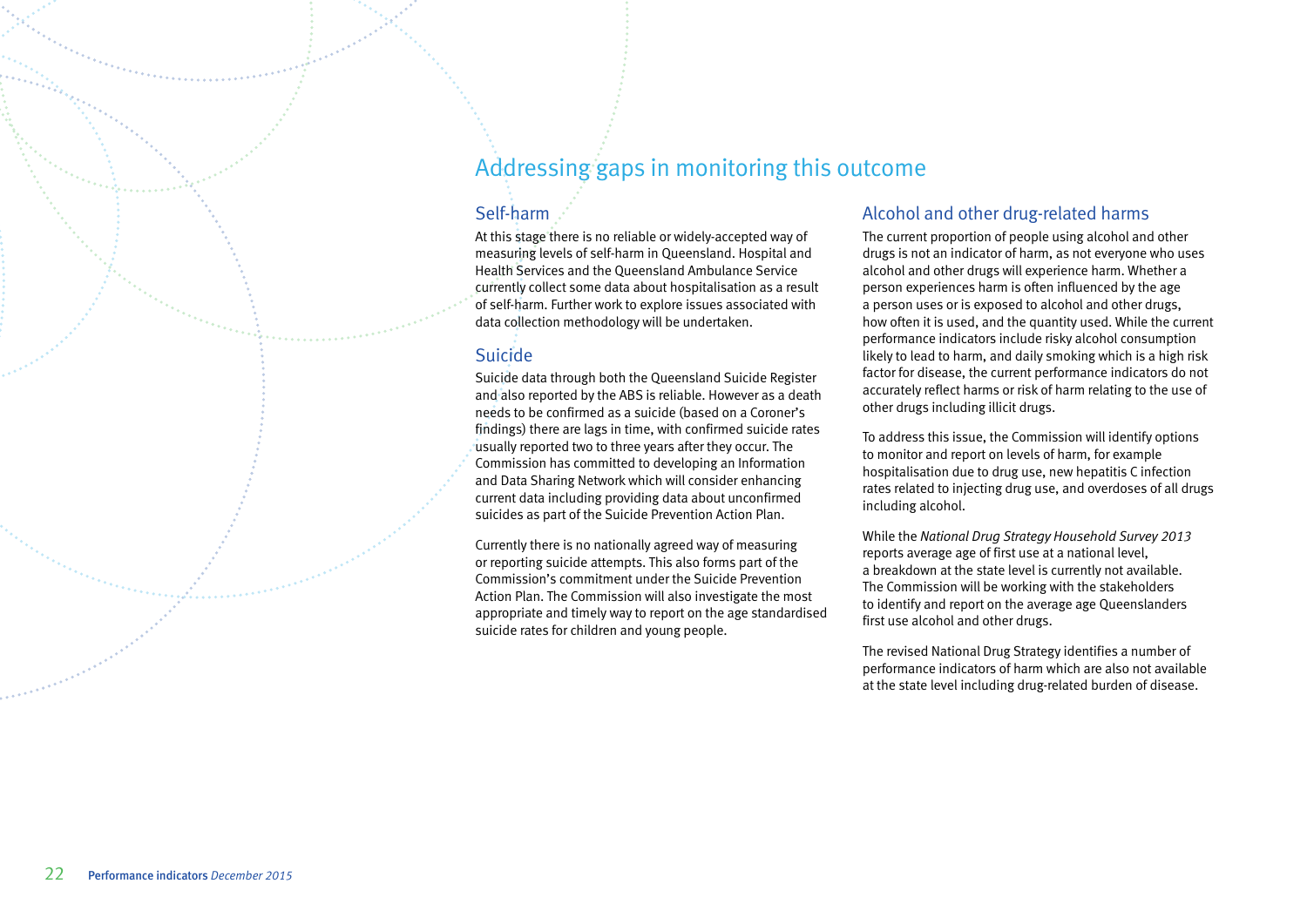# Addressing gaps in monitoring this outcome

## Self-harm

At this stage there is no reliable or widely-accepted way of measuring levels of self-harm in Queensland. Hospital and Health Services and the Queensland Ambulance Service currently collect some data about hospitalisation as a result of self-harm. Further work to explore issues associated with data collection methodology will be undertaken.

## Suicide

Suicide data through both the Queensland Suicide Register and also reported by the ABS is reliable. However as a death needs to be confirmed as a suicide (based on a Coroner's findings) there are lags in time, with confirmed suicide rates usually reported two to three years after they occur. The Commission has committed to developing an Information and Data Sharing Network which will consider enhancing current data including providing data about unconfirmed suicides as part of the Suicide Prevention Action Plan.

Currently there is no nationally agreed way of measuring or reporting suicide attempts. This also forms part of the Commission's commitment under the Suicide Prevention Action Plan. The Commission will also investigate the most appropriate and timely way to report on the age standardised suicide rates for children and young people.

## Alcohol and other drug-related harms

The current proportion of people using alcohol and other drugs is not an indicator of harm, as not everyone who uses alcohol and other drugs will experience harm. Whether a person experiences harm is often influenced by the age a person uses or is exposed to alcohol and other drugs, how often it is used, and the quantity used. While the current performance indicators include risky alcohol consumption likely to lead to harm, and daily smoking which is a high risk factor for disease, the current performance indicators do not accurately reflect harms or risk of harm relating to the use of other drugs including illicit drugs.

To address this issue, the Commission will identify options to monitor and report on levels of harm, for example hospitalisation due to drug use, new hepatitis C infection rates related to injecting drug use, and overdoses of all drugs including alcohol.

While the *National Drug Strategy Household Survey 2013* reports average age of first use at a national level, a breakdown at the state level is currently not available. The Commission will be working with the stakeholders to identify and report on the average age Queenslanders first use alcohol and other drugs.

The revised National Drug Strategy identifies a number of performance indicators of harm which are also not available at the state level including drug-related burden of disease.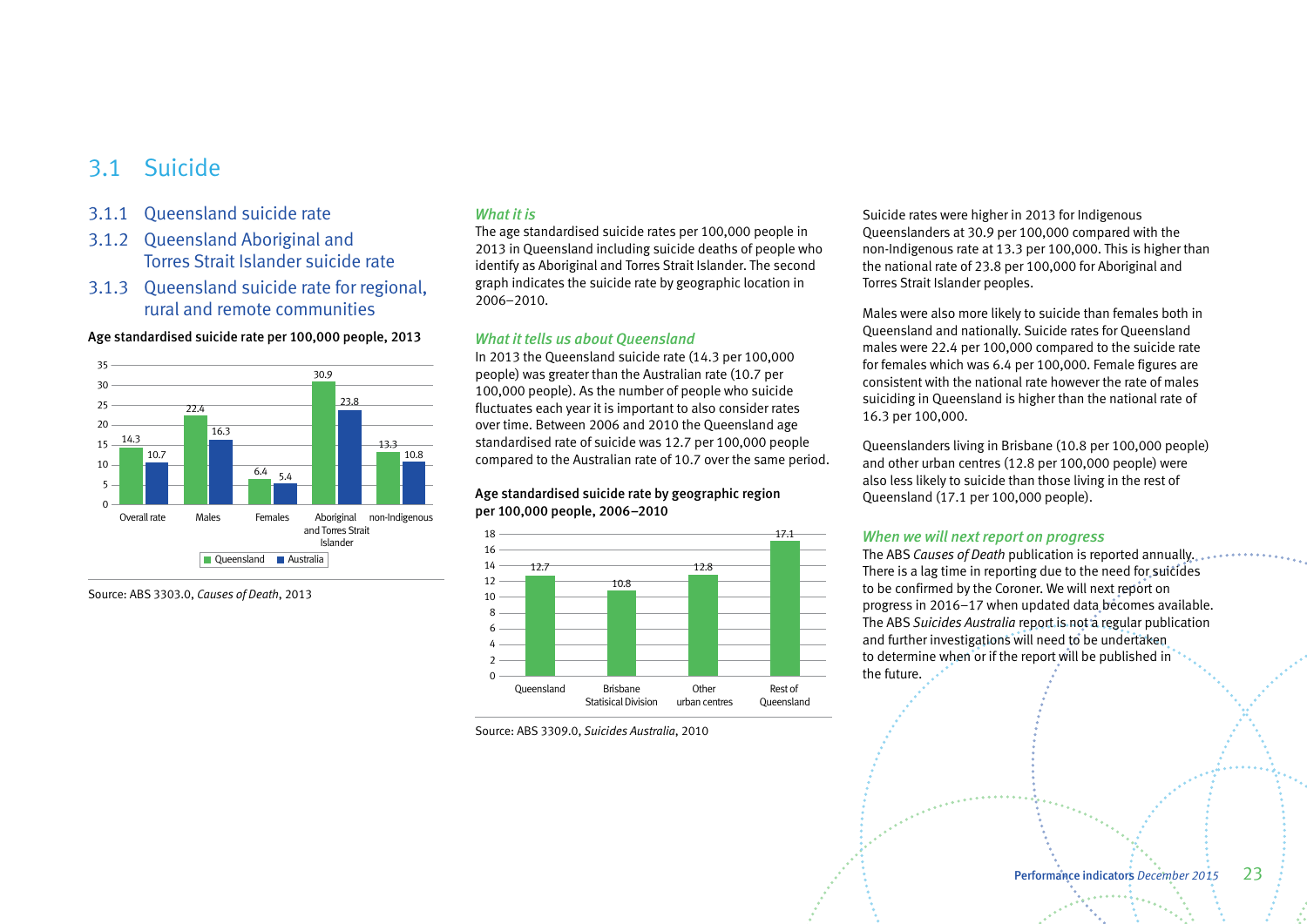## 3.1 Suicide

### 3.1.1 Queensland suicide rate

### 3.1.2 Queensland Aboriginal and Torres Strait Islander suicide rate

### 3.1.3 Queensland suicide rate for regional, rural and remote communities

**Age standardised suicide rate per 100,000 people, 2013**

| | Queensland | Australia |
|---|---|---|
| Overall rate | 14.3 | 10.7 |
| Males | 22.4 | 16.3 |
| Females | 6.4 | 5.4 |
| Aboriginal and Torres Strait Islander | 30.9 | 23.8 |
| non-Indigenous | 13.3 | 10.8 |

Source: ABS 3303.0, *Causes of Death*, 2013

*What it is*

The age standardised suicide rates per 100,000 people in 2013 in Queensland including suicide deaths of people who identify as Aboriginal and Torres Strait Islander. The second graph indicates the suicide rate by geographic location in 2006–2010.

*What it tells us about Queensland*

In 2013 the Queensland suicide rate (14.3 per 100,000 people) was greater than the Australian rate (10.7 per 100,000 people). As the number of people who suicide fluctuates each year it is important to also consider rates over time. Between 2006 and 2010 the Queensland age standardised rate of suicide was 12.7 per 100,000 people compared to the Australian rate of 10.7 over the same period.

**Age standardised suicide rate by geographic region per 100,000 people, 2006–2010**

| Region | Rate |
|---|---|
| Queensland | 12.7 |
| Brisbane Statisical Division | 10.8 |
| Other urban centres | 12.8 |
| Rest of Queensland | 17.1 |

Source: ABS 3309.0, *Suicides Australia*, 2010

Suicide rates were higher in 2013 for Indigenous Queenslanders at 30.9 per 100,000 compared with the non-Indigenous rate at 13.3 per 100,000. This is higher than the national rate of 23.8 per 100,000 for Aboriginal and Torres Strait Islander peoples.

Males were also more likely to suicide than females both in Queensland and nationally. Suicide rates for Queensland males were 22.4 per 100,000 compared to the suicide rate for females which was 6.4 per 100,000. Female figures are consistent with the national rate however the rate of males suiciding in Queensland is higher than the national rate of 16.3 per 100,000.

Queenslanders living in Brisbane (10.8 per 100,000 people) and other urban centres (12.8 per 100,000 people) were also less likely to suicide than those living in the rest of Queensland (17.1 per 100,000 people).

*When we will next report on progress*

The ABS *Causes of Death* publication is reported annually. There is a lag time in reporting due to the need for suicides to be confirmed by the Coroner. We will next report on progress in 2016–17 when updated data becomes available. The ABS *Suicides Australia* report is not a regular publication and further investigations will need to be undertaken to determine when or if the report will be published in the future.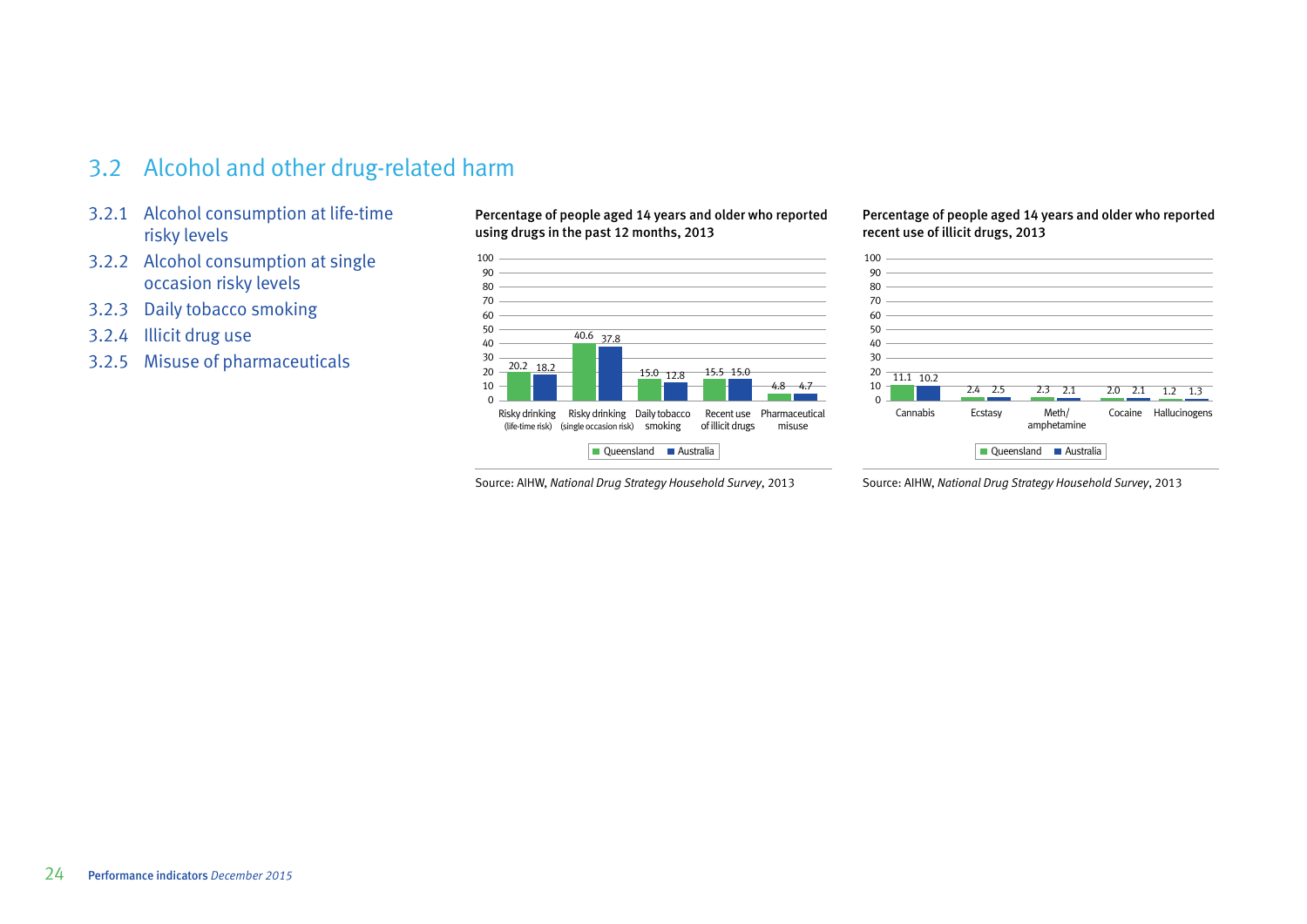## 3.2 Alcohol and other drug-related harm

- 3.2.1 Alcohol consumption at life-time risky levels
- 3.2.2 Alcohol consumption at single occasion risky levels
- 3.2.3 Daily tobacco smoking
- 3.2.4 Illicit drug use
- 3.2.5 Misuse of pharmaceuticals

**Percentage of people aged 14 years and older who reported using drugs in the past 12 months, 2013**

| | Queensland | Australia |
|---|---|---|
| Risky drinking (life-time risk) | 20.2 | 18.2 |
| Risky drinking (single occasion risk) | 40.6 | 37.8 |
| Daily tobacco smoking | 15.0 | 12.8 |
| Recent use of illicit drugs | 15.5 | 15.0 |
| Pharmaceutical misuse | 4.8 | 4.7 |

Source: AIHW, *National Drug Strategy Household Survey*, 2013

**Percentage of people aged 14 years and older who reported recent use of illicit drugs, 2013**

| | Queensland | Australia |
|---|---|---|
| Cannabis | 11.1 | 10.2 |
| Ecstasy | 2.4 | 2.5 |
| Meth/amphetamine | 2.3 | 2.1 |
| Cocaine | 2.0 | 2.1 |
| Hallucinogens | 1.2 | 1.3 |

Source: AIHW, *National Drug Strategy Household Survey*, 2013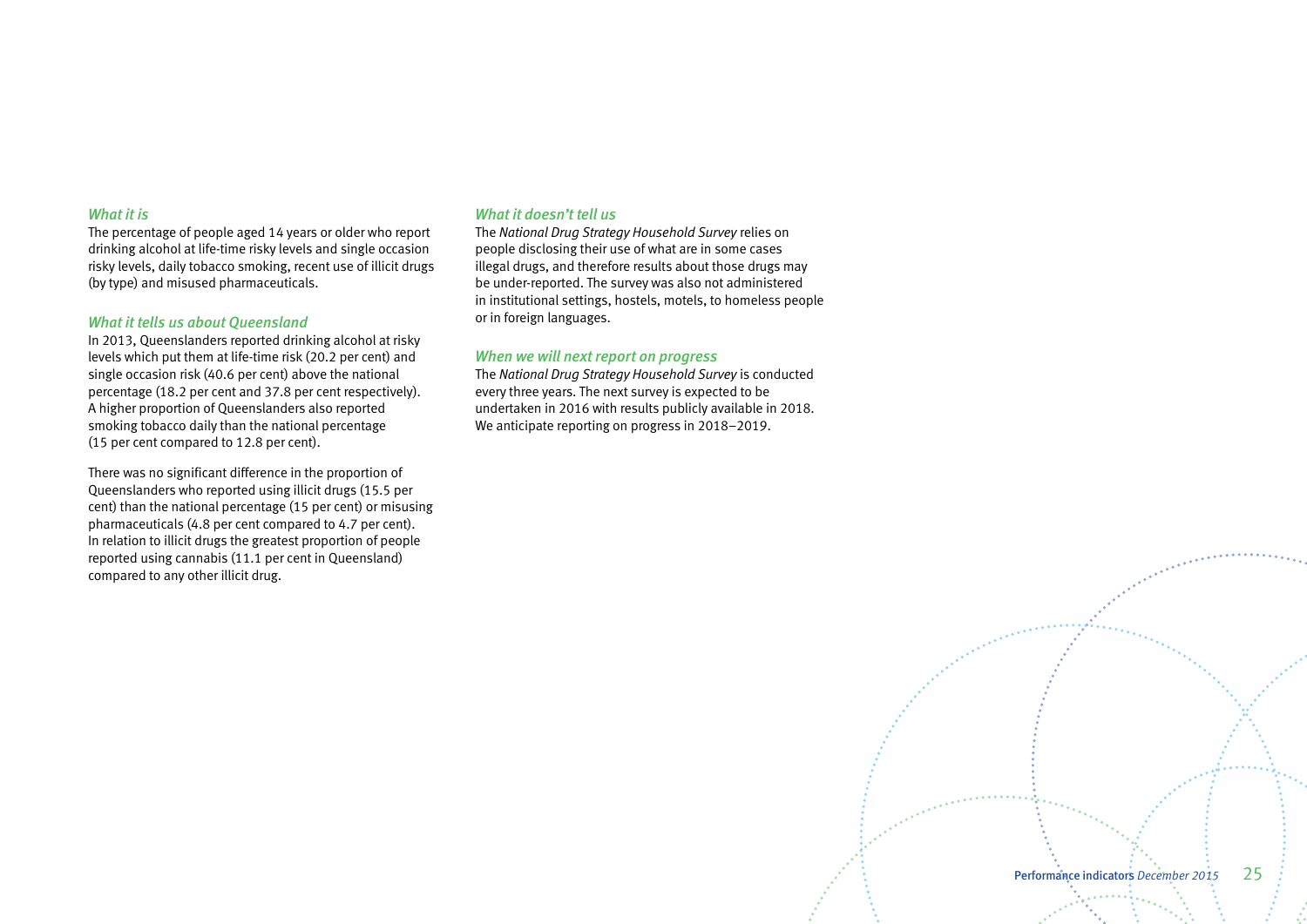### *What it is*

The percentage of people aged 14 years or older who report drinking alcohol at life-time risky levels and single occasion risky levels, daily tobacco smoking, recent use of illicit drugs (by type) and misused pharmaceuticals.

### *What it tells us about Queensland*

In 2013, Queenslanders reported drinking alcohol at risky levels which put them at life-time risk (20.2 per cent) and single occasion risk (40.6 per cent) above the national percentage (18.2 per cent and 37.8 per cent respectively). A higher proportion of Queenslanders also reported smoking tobacco daily than the national percentage (15 per cent compared to 12.8 per cent).

There was no significant difference in the proportion of Queenslanders who reported using illicit drugs (15.5 per cent) than the national percentage (15 per cent) or misusing pharmaceuticals (4.8 per cent compared to 4.7 per cent). In relation to illicit drugs the greatest proportion of people reported using cannabis (11.1 per cent in Queensland) compared to any other illicit drug.

### *What it doesn't tell us*

The *National Drug Strategy Household Survey* relies on people disclosing their use of what are in some cases illegal drugs, and therefore results about those drugs may be under-reported. The survey was also not administered in institutional settings, hostels, motels, to homeless people or in foreign languages.

### *When we will next report on progress*

The *National Drug Strategy Household Survey* is conducted every three years. The next survey is expected to be undertaken in 2016 with results publicly available in 2018. We anticipate reporting on progress in 2018–2019.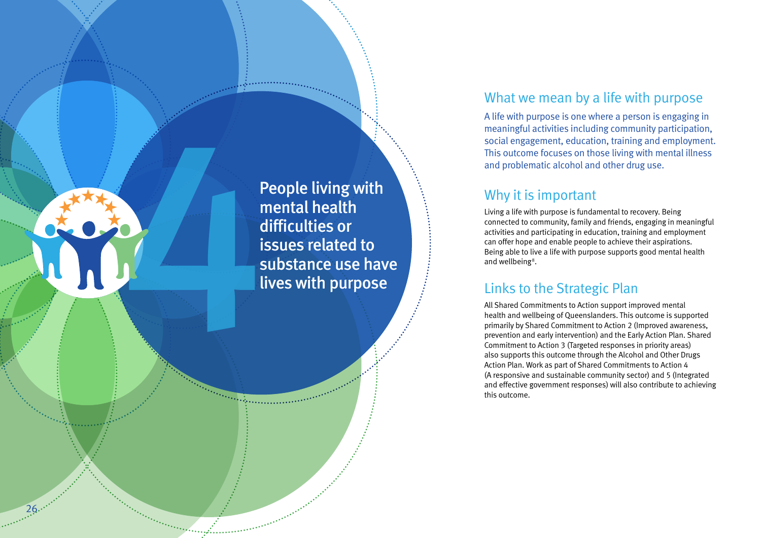# 4 People living with mental health difficulties or issues related to substance use have lives with purpose

## What we mean by a life with purpose

A life with purpose is one where a person is engaging in meaningful activities including community participation, social engagement, education, training and employment. This outcome focuses on those living with mental illness and problematic alcohol and other drug use.

## Why it is important

Living a life with purpose is fundamental to recovery. Being connected to community, family and friends, engaging in meaningful activities and participating in education, training and employment can offer hope and enable people to achieve their aspirations. Being able to live a life with purpose supports good mental health and wellbeing[8].

## Links to the Strategic Plan

All Shared Commitments to Action support improved mental health and wellbeing of Queenslanders. This outcome is supported primarily by Shared Commitment to Action 2 (Improved awareness, prevention and early intervention) and the Early Action Plan. Shared Commitment to Action 3 (Targeted responses in priority areas) also supports this outcome through the Alcohol and Other Drugs Action Plan. Work as part of Shared Commitments to Action 4 (A responsive and sustainable community sector) and 5 (Integrated and effective government responses) will also contribute to achieving this outcome.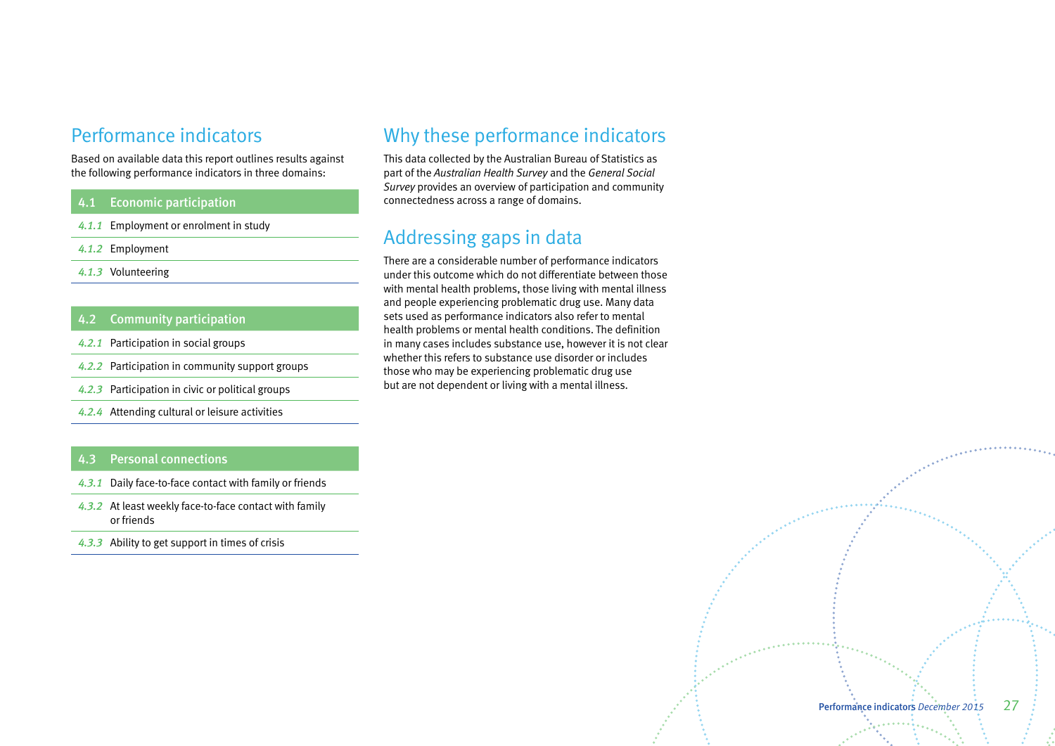## Performance indicators

Based on available data this report outlines results against the following performance indicators in three domains:

| 4.1 | Economic participation |
|---|---|
| *4.1.1* | Employment or enrolment in study |
| *4.1.2* | Employment |
| *4.1.3* | Volunteering |

| 4.2 | Community participation |
|---|---|
| *4.2.1* | Participation in social groups |
| *4.2.2* | Participation in community support groups |
| *4.2.3* | Participation in civic or political groups |
| *4.2.4* | Attending cultural or leisure activities |

| 4.3 | Personal connections |
|---|---|
| *4.3.1* | Daily face-to-face contact with family or friends |
| *4.3.2* | At least weekly face-to-face contact with family or friends |
| *4.3.3* | Ability to get support in times of crisis |

## Why these performance indicators

This data collected by the Australian Bureau of Statistics as part of the *Australian Health Survey* and the *General Social Survey* provides an overview of participation and community connectedness across a range of domains.

## Addressing gaps in data

There are a considerable number of performance indicators under this outcome which do not differentiate between those with mental health problems, those living with mental illness and people experiencing problematic drug use. Many data sets used as performance indicators also refer to mental health problems or mental health conditions. The definition in many cases includes substance use, however it is not clear whether this refers to substance use disorder or includes those who may be experiencing problematic drug use but are not dependent or living with a mental illness.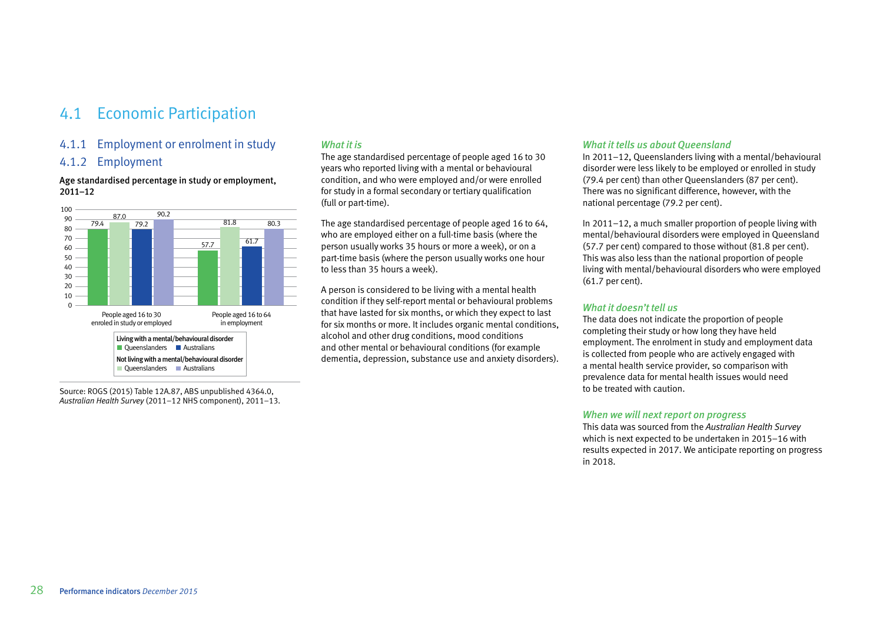## 4.1 Economic Participation

### 4.1.1 Employment or enrolment in study

### 4.1.2 Employment

**Age standardised percentage in study or employment, 2011–12**

| | People aged 16 to 30 enroled in study or employed | People aged 16 to 64 in employment |
|---|---|---|
| Living with a mental/behavioural disorder – Queenslanders | 79.4 | 57.7 |
| Not living with a mental/behavioural disorder – Queenslanders | 87.0 | 81.8 |
| Living with a mental/behavioural disorder – Australians | 79.2 | 61.7 |
| Not living with a mental/behavioural disorder – Australians | 90.2 | 80.3 |

Source: ROGS (2015) Table 12A.87, ABS unpublished 4364.0, *Australian Health Survey* (2011–12 NHS component), 2011–13.

#### *What it is*

The age standardised percentage of people aged 16 to 30 years who reported living with a mental or behavioural condition, and who were employed and/or were enrolled for study in a formal secondary or tertiary qualification (full or part-time).

The age standardised percentage of people aged 16 to 64, who are employed either on a full-time basis (where the person usually works 35 hours or more a week), or on a part-time basis (where the person usually works one hour to less than 35 hours a week).

A person is considered to be living with a mental health condition if they self-report mental or behavioural problems that have lasted for six months, or which they expect to last for six months or more. It includes organic mental conditions, alcohol and other drug conditions, mood conditions and other mental or behavioural conditions (for example dementia, depression, substance use and anxiety disorders).

#### *What it tells us about Queensland*

In 2011–12, Queenslanders living with a mental/behavioural disorder were less likely to be employed or enrolled in study (79.4 per cent) than other Queenslanders (87 per cent). There was no significant difference, however, with the national percentage (79.2 per cent).

In 2011–12, a much smaller proportion of people living with mental/behavioural disorders were employed in Queensland (57.7 per cent) compared to those without (81.8 per cent). This was also less than the national proportion of people living with mental/behavioural disorders who were employed (61.7 per cent).

#### *What it doesn't tell us*

The data does not indicate the proportion of people completing their study or how long they have held employment. The enrolment in study and employment data is collected from people who are actively engaged with a mental health service provider, so comparison with prevalence data for mental health issues would need to be treated with caution.

#### *When we will next report on progress*

This data was sourced from the *Australian Health Survey* which is next expected to be undertaken in 2015–16 with results expected in 2017. We anticipate reporting on progress in 2018.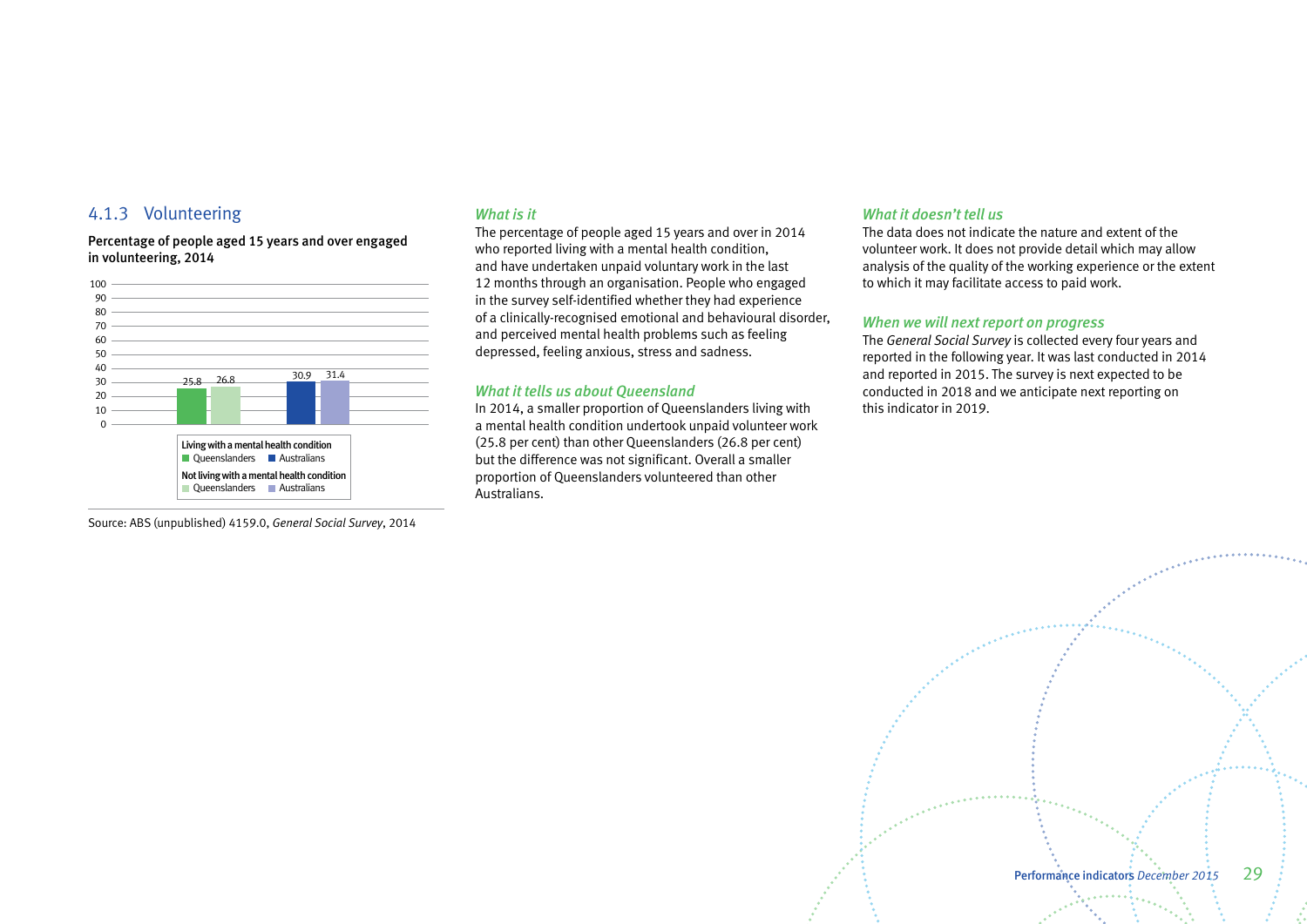### 4.1.3 Volunteering

**Percentage of people aged 15 years and over engaged in volunteering, 2014**

| | Queenslanders | Australians |
|---|---|---|
| Living with a mental health condition | 25.8 | 30.9 |
| Not living with a mental health condition | 26.8 | 31.4 |

Source: ABS (unpublished) 4159.0, *General Social Survey*, 2014

#### *What is it*

The percentage of people aged 15 years and over in 2014 who reported living with a mental health condition, and have undertaken unpaid voluntary work in the last 12 months through an organisation. People who engaged in the survey self-identified whether they had experience of a clinically-recognised emotional and behavioural disorder, and perceived mental health problems such as feeling depressed, feeling anxious, stress and sadness.

#### *What it tells us about Queensland*

In 2014, a smaller proportion of Queenslanders living with a mental health condition undertook unpaid volunteer work (25.8 per cent) than other Queenslanders (26.8 per cent) but the difference was not significant. Overall a smaller proportion of Queenslanders volunteered than other Australians.

#### *What it doesn't tell us*

The data does not indicate the nature and extent of the volunteer work. It does not provide detail which may allow analysis of the quality of the working experience or the extent to which it may facilitate access to paid work.

#### *When we will next report on progress*

The *General Social Survey* is collected every four years and reported in the following year. It was last conducted in 2014 and reported in 2015. The survey is next expected to be conducted in 2018 and we anticipate next reporting on this indicator in 2019.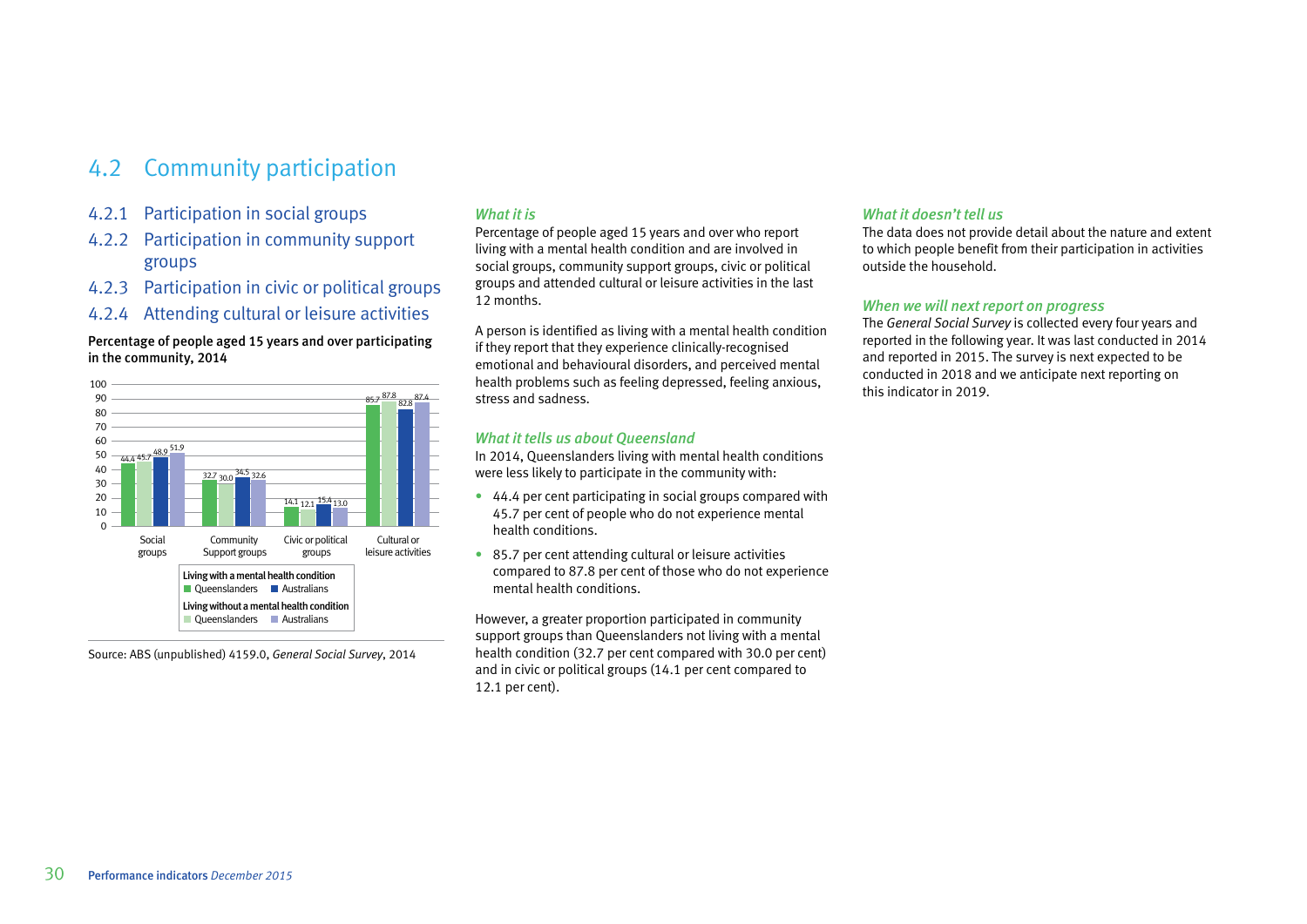## 4.2 Community participation

### 4.2.1 Participation in social groups

### 4.2.2 Participation in community support groups

### 4.2.3 Participation in civic or political groups

### 4.2.4 Attending cultural or leisure activities

**Percentage of people aged 15 years and over participating in the community, 2014**

| | Living with a mental health condition – Queenslanders | Living without a mental health condition – Queenslanders | Living with a mental health condition – Australians | Living without a mental health condition – Australians |
|---|---|---|---|---|
| Social groups | 44.4 | 45.7 | 48.9 | 51.9 |
| Community Support groups | 32.7 | 30.0 | 34.5 | 32.6 |
| Civic or political groups | 14.1 | 12.1 | 15.4 | 13.0 |
| Cultural or leisure activities | 85.7 | 87.8 | 82.8 | 87.4 |

Source: ABS (unpublished) 4159.0, *General Social Survey*, 2014

#### *What it is*

Percentage of people aged 15 years and over who report living with a mental health condition and are involved in social groups, community support groups, civic or political groups and attended cultural or leisure activities in the last 12 months.

A person is identified as living with a mental health condition if they report that they experience clinically-recognised emotional and behavioural disorders, and perceived mental health problems such as feeling depressed, feeling anxious, stress and sadness.

#### *What it tells us about Queensland*

In 2014, Queenslanders living with mental health conditions were less likely to participate in the community with:

- 44.4 per cent participating in social groups compared with 45.7 per cent of people who do not experience mental health conditions.
- 85.7 per cent attending cultural or leisure activities compared to 87.8 per cent of those who do not experience mental health conditions.

However, a greater proportion participated in community support groups than Queenslanders not living with a mental health condition (32.7 per cent compared with 30.0 per cent) and in civic or political groups (14.1 per cent compared to 12.1 per cent).

#### *What it doesn't tell us*

The data does not provide detail about the nature and extent to which people benefit from their participation in activities outside the household.

#### *When we will next report on progress*

The *General Social Survey* is collected every four years and reported in the following year. It was last conducted in 2014 and reported in 2015. The survey is next expected to be conducted in 2018 and we anticipate next reporting on this indicator in 2019.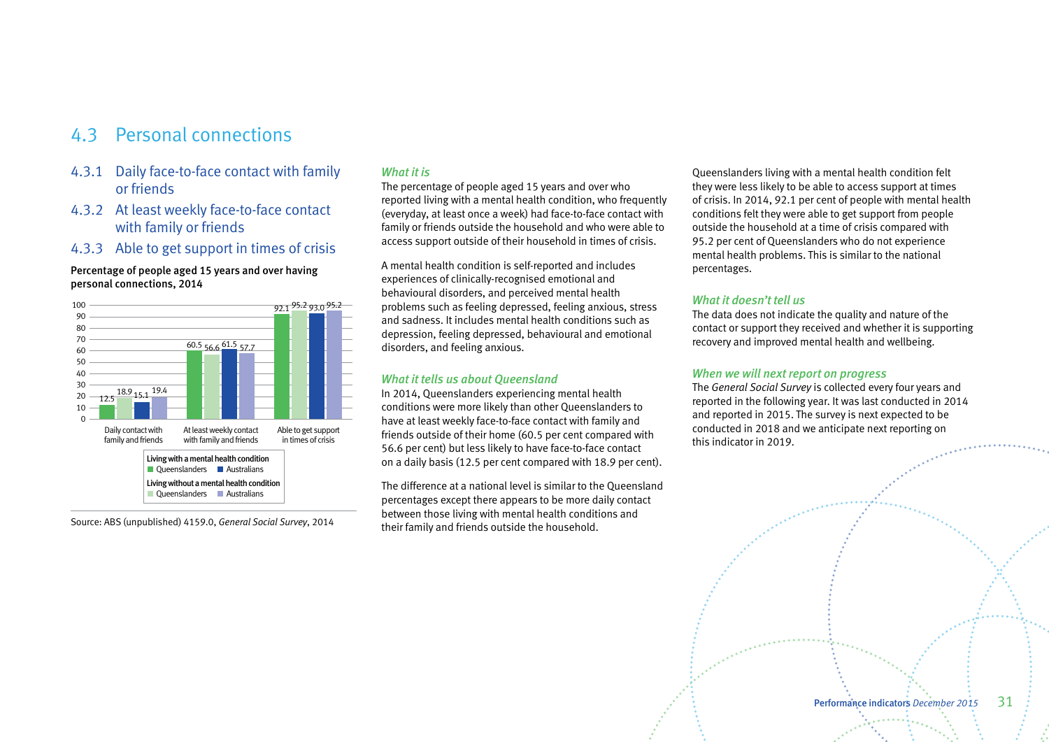## 4.3 Personal connections

### 4.3.1 Daily face-to-face contact with family or friends

### 4.3.2 At least weekly face-to-face contact with family or friends

### 4.3.3 Able to get support in times of crisis

**Percentage of people aged 15 years and over having personal connections, 2014**

| | Living with a mental health condition – Queenslanders | Living without a mental health condition – Queenslanders | Living with a mental health condition – Australians | Living without a mental health condition – Australians |
|---|---|---|---|---|
| Daily contact with family and friends | 12.5 | 18.9 | 15.1 | 19.4 |
| At least weekly contact with family and friends | 60.5 | 56.6 | 61.5 | 57.7 |
| Able to get support in times of crisis | 92.1 | 95.2 | 93.0 | 95.2 |

Source: ABS (unpublished) 4159.0, *General Social Survey*, 2014

*What it is*

The percentage of people aged 15 years and over who reported living with a mental health condition, who frequently (everyday, at least once a week) had face-to-face contact with family or friends outside the household and who were able to access support outside of their household in times of crisis.

A mental health condition is self-reported and includes experiences of clinically-recognised emotional and behavioural disorders, and perceived mental health problems such as feeling depressed, feeling anxious, stress and sadness. It includes mental health conditions such as depression, feeling depressed, behavioural and emotional disorders, and feeling anxious.

*What it tells us about Queensland*

In 2014, Queenslanders experiencing mental health conditions were more likely than other Queenslanders to have at least weekly face-to-face contact with family and friends outside of their home (60.5 per cent compared with 56.6 per cent) but less likely to have face-to-face contact on a daily basis (12.5 per cent compared with 18.9 per cent).

The difference at a national level is similar to the Queensland percentages except there appears to be more daily contact between those living with mental health conditions and their family and friends outside the household.

Queenslanders living with a mental health condition felt they were less likely to be able to access support at times of crisis. In 2014, 92.1 per cent of people with mental health conditions felt they were able to get support from people outside the household at a time of crisis compared with 95.2 per cent of Queenslanders who do not experience mental health problems. This is similar to the national percentages.

*What it doesn't tell us*

The data does not indicate the quality and nature of the contact or support they received and whether it is supporting recovery and improved mental health and wellbeing.

*When we will next report on progress*

The *General Social Survey* is collected every four years and reported in the following year. It was last conducted in 2014 and reported in 2015. The survey is next expected to be conducted in 2018 and we anticipate next reporting on this indicator in 2019.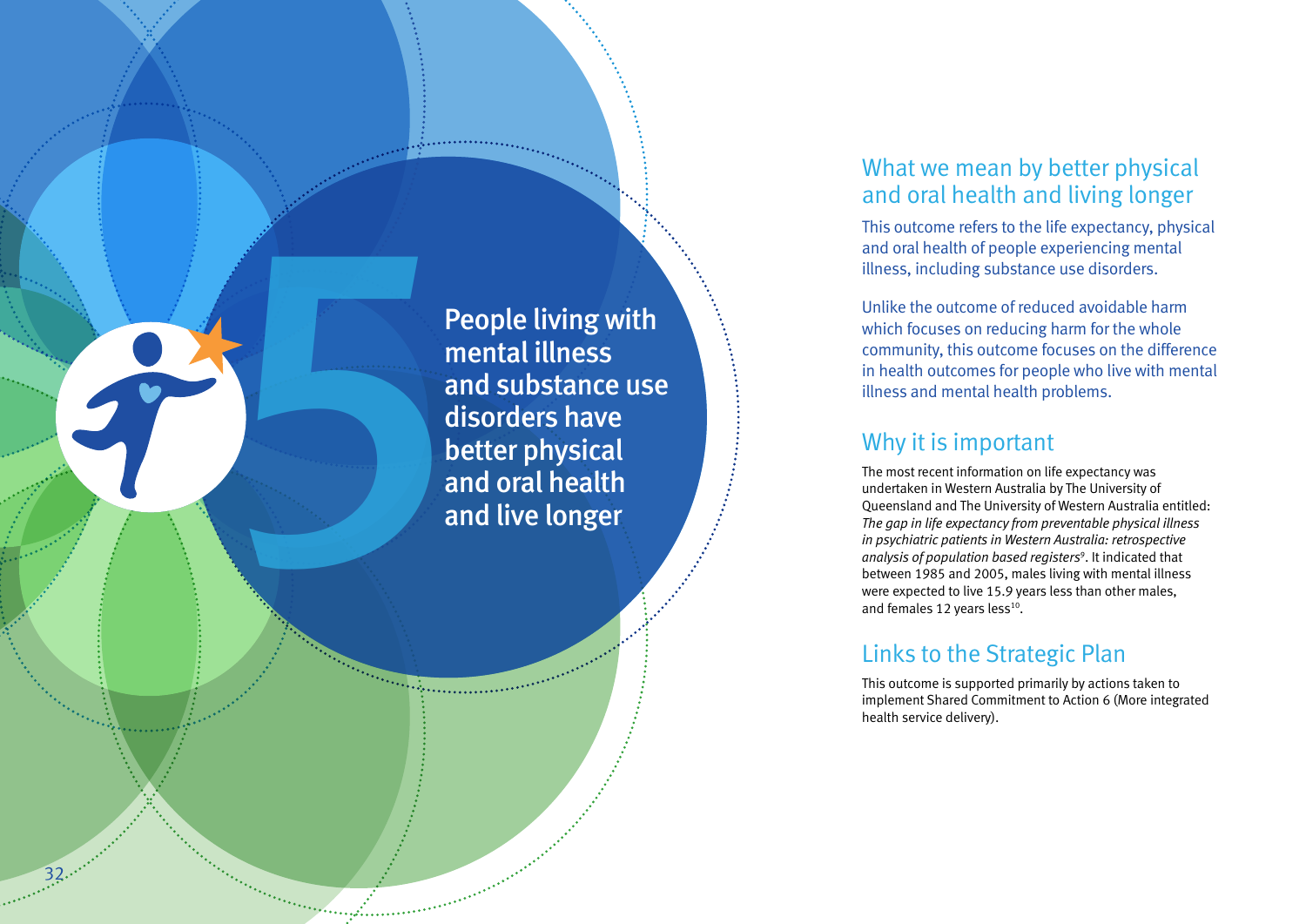# 5 People living with mental illness and substance use disorders have better physical and oral health and live longer

## What we mean by better physical and oral health and living longer

This outcome refers to the life expectancy, physical and oral health of people experiencing mental illness, including substance use disorders.

Unlike the outcome of reduced avoidable harm which focuses on reducing harm for the whole community, this outcome focuses on the difference in health outcomes for people who live with mental illness and mental health problems.

## Why it is important

The most recent information on life expectancy was undertaken in Western Australia by The University of Queensland and The University of Western Australia entitled: *The gap in life expectancy from preventable physical illness in psychiatric patients in Western Australia: retrospective analysis of population based registers*[9]. It indicated that between 1985 and 2005, males living with mental illness were expected to live 15.9 years less than other males, and females 12 years less[10].

## Links to the Strategic Plan

This outcome is supported primarily by actions taken to implement Shared Commitment to Action 6 (More integrated health service delivery).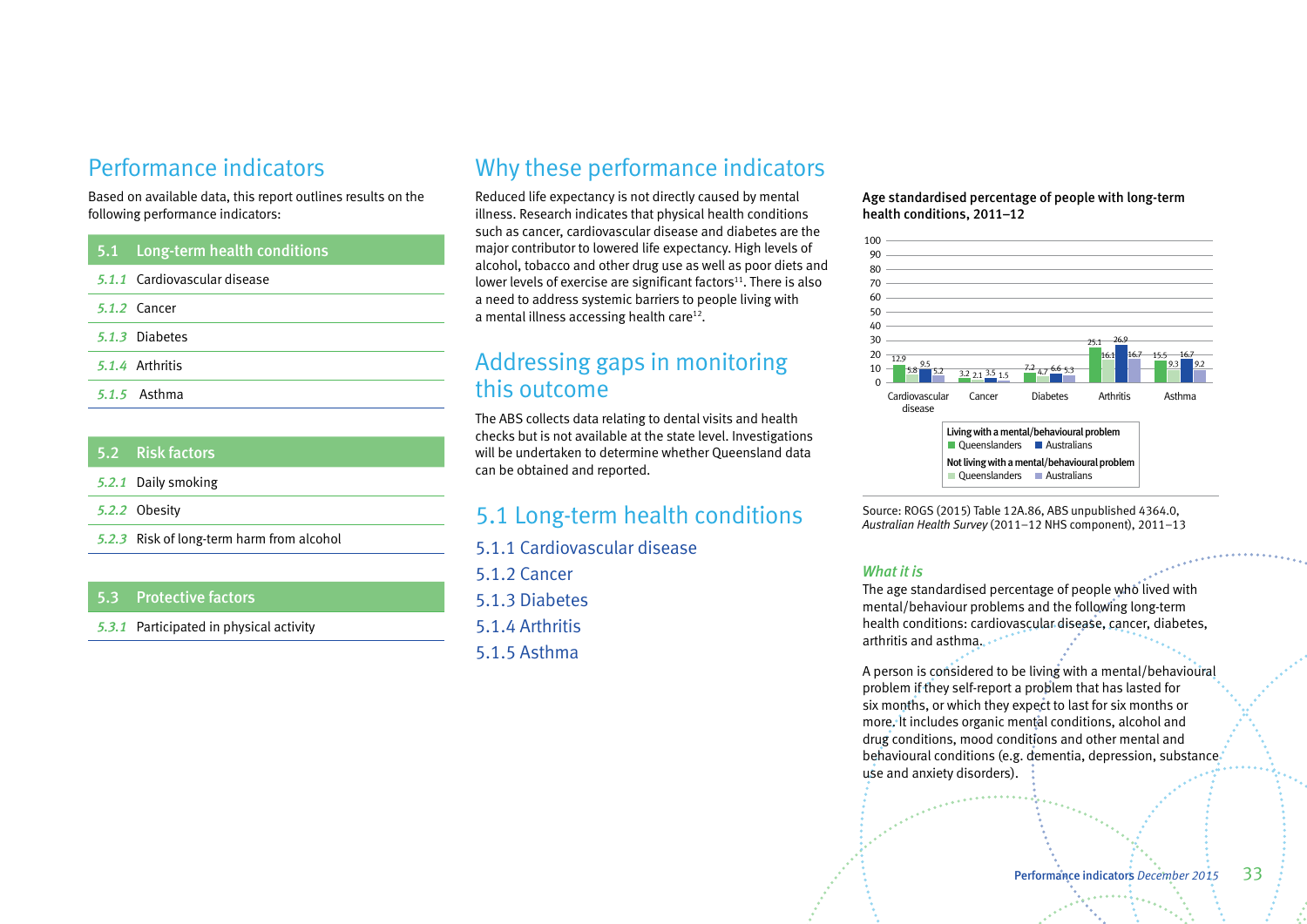# Performance indicators

Based on available data, this report outlines results on the following performance indicators:

| 5.1 | Long-term health conditions |
|---|---|
| *5.1.1* | Cardiovascular disease |
| *5.1.2* | Cancer |
| *5.1.3* | Diabetes |
| *5.1.4* | Arthritis |
| *5.1.5* | Asthma |

| 5.2 | Risk factors |
|---|---|
| *5.2.1* | Daily smoking |
| *5.2.2* | Obesity |
| *5.2.3* | Risk of long-term harm from alcohol |

| 5.3 | Protective factors |
|---|---|
| *5.3.1* | Participated in physical activity |

# Why these performance indicators

Reduced life expectancy is not directly caused by mental illness. Research indicates that physical health conditions such as cancer, cardiovascular disease and diabetes are the major contributor to lowered life expectancy. High levels of alcohol, tobacco and other drug use as well as poor diets and lower levels of exercise are significant factors[11]. There is also a need to address systemic barriers to people living with a mental illness accessing health care[12].

# Addressing gaps in monitoring this outcome

The ABS collects data relating to dental visits and health checks but is not available at the state level. Investigations will be undertaken to determine whether Queensland data can be obtained and reported.

# 5.1 Long-term health conditions

## 5.1.1 Cardiovascular disease
## 5.1.2 Cancer
## 5.1.3 Diabetes
## 5.1.4 Arthritis
## 5.1.5 Asthma

**Age standardised percentage of people with long-term health conditions, 2011–12**

| Condition | Living with a mental/behavioural problem – Queenslanders | Not living with a mental/behavioural problem – Queenslanders | Living with a mental/behavioural problem – Australians | Not living with a mental/behavioural problem – Australians |
|---|---|---|---|---|
| Cardiovascular disease | 12.9 | 5.8 | 9.5 | 5.2 |
| Cancer | 3.2 | 2.1 | 3.5 | 1.5 |
| Diabetes | 7.2 | 4.7 | 6.6 | 5.3 |
| Arthritis | 25.1 | 16.1 | 26.9 | 16.7 |
| Asthma | 15.5 | 9.3 | 16.7 | 9.2 |

Source: ROGS (2015) Table 12A.86, ABS unpublished 4364.0, *Australian Health Survey* (2011–12 NHS component), 2011–13

### *What it is*

The age standardised percentage of people who lived with mental/behaviour problems and the following long-term health conditions: cardiovascular disease, cancer, diabetes, arthritis and asthma.

A person is considered to be living with a mental/behavioural problem if they self-report a problem that has lasted for six months, or which they expect to last for six months or more. It includes organic mental conditions, alcohol and drug conditions, mood conditions and other mental and behavioural conditions (e.g. dementia, depression, substance use and anxiety disorders).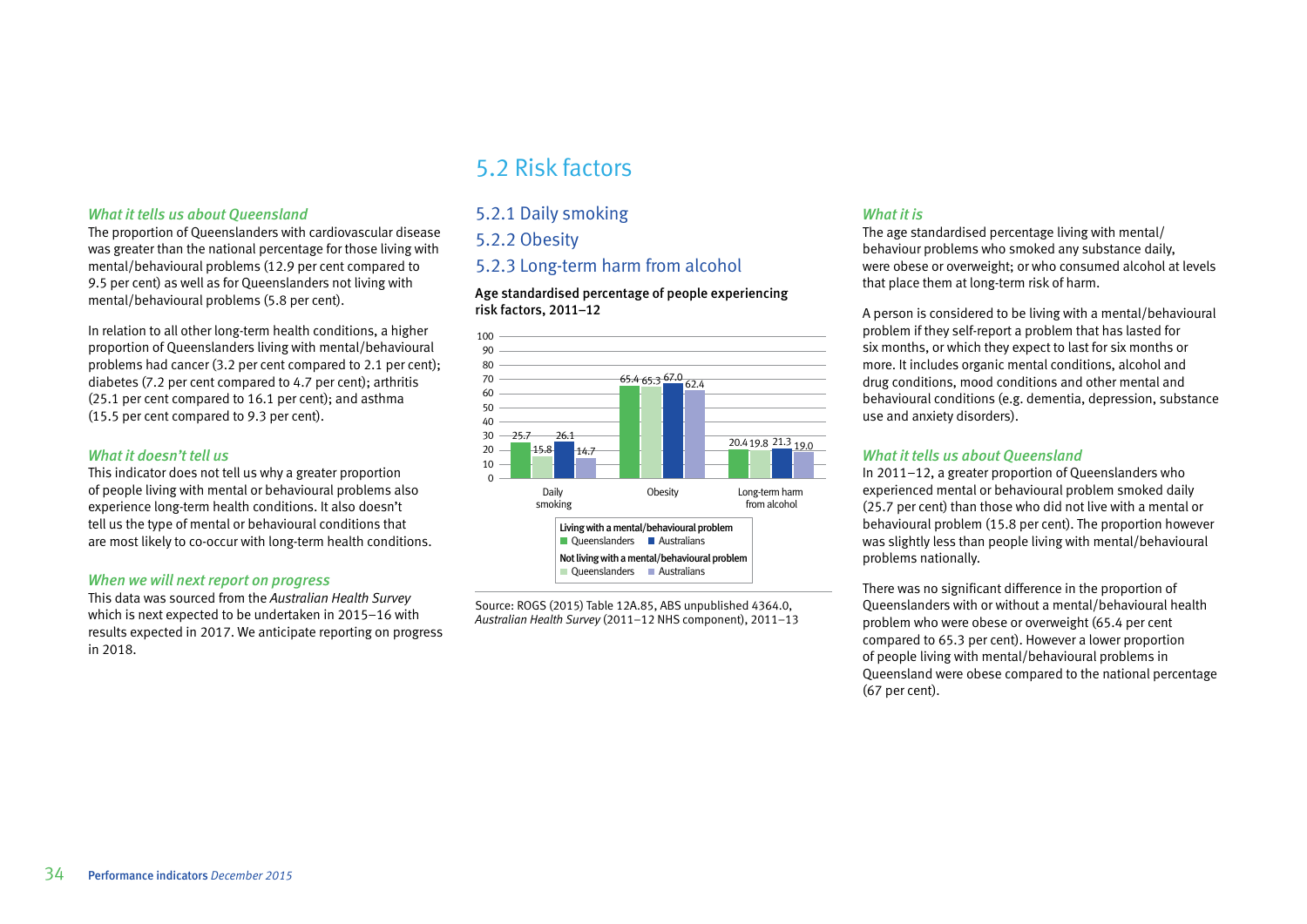### *What it tells us about Queensland*

The proportion of Queenslanders with cardiovascular disease was greater than the national percentage for those living with mental/behavioural problems (12.9 per cent compared to 9.5 per cent) as well as for Queenslanders not living with mental/behavioural problems (5.8 per cent).

In relation to all other long-term health conditions, a higher proportion of Queenslanders living with mental/behavioural problems had cancer (3.2 per cent compared to 2.1 per cent); diabetes (7.2 per cent compared to 4.7 per cent); arthritis (25.1 per cent compared to 16.1 per cent); and asthma (15.5 per cent compared to 9.3 per cent).

### *What it doesn't tell us*

This indicator does not tell us why a greater proportion of people living with mental or behavioural problems also experience long-term health conditions. It also doesn't tell us the type of mental or behavioural conditions that are most likely to co-occur with long-term health conditions.

### *When we will next report on progress*

This data was sourced from the *Australian Health Survey* which is next expected to be undertaken in 2015–16 with results expected in 2017. We anticipate reporting on progress in 2018.

# 5.2 Risk factors

## 5.2.1 Daily smoking

## 5.2.2 Obesity

## 5.2.3 Long-term harm from alcohol

**Age standardised percentage of people experiencing risk factors, 2011–12**

| Risk factor | Living with a mental/behavioural problem – Queenslanders | Not living with a mental/behavioural problem – Queenslanders | Living with a mental/behavioural problem – Australians | Not living with a mental/behavioural problem – Australians |
|---|---|---|---|---|
| Daily smoking | 25.7 | 15.8 | 26.1 | 14.7 |
| Obesity | 65.4 | 65.3 | 67.0 | 62.4 |
| Long-term harm from alcohol | 20.4 | 19.8 | 21.3 | 19.0 |

Source: ROGS (2015) Table 12A.85, ABS unpublished 4364.0, *Australian Health Survey* (2011–12 NHS component), 2011–13

### *What it is*

The age standardised percentage living with mental/behaviour problems who smoked any substance daily, were obese or overweight; or who consumed alcohol at levels that place them at long-term risk of harm.

A person is considered to be living with a mental/behavioural problem if they self-report a problem that has lasted for six months, or which they expect to last for six months or more. It includes organic mental conditions, alcohol and drug conditions, mood conditions and other mental and behavioural conditions (e.g. dementia, depression, substance use and anxiety disorders).

### *What it tells us about Queensland*

In 2011–12, a greater proportion of Queenslanders who experienced mental or behavioural problem smoked daily (25.7 per cent) than those who did not live with a mental or behavioural problem (15.8 per cent). The proportion however was slightly less than people living with mental/behavioural problems nationally.

There was no significant difference in the proportion of Queenslanders with or without a mental/behavioural health problem who were obese or overweight (65.4 per cent compared to 65.3 per cent). However a lower proportion of people living with mental/behavioural problems in Queensland were obese compared to the national percentage (67 per cent).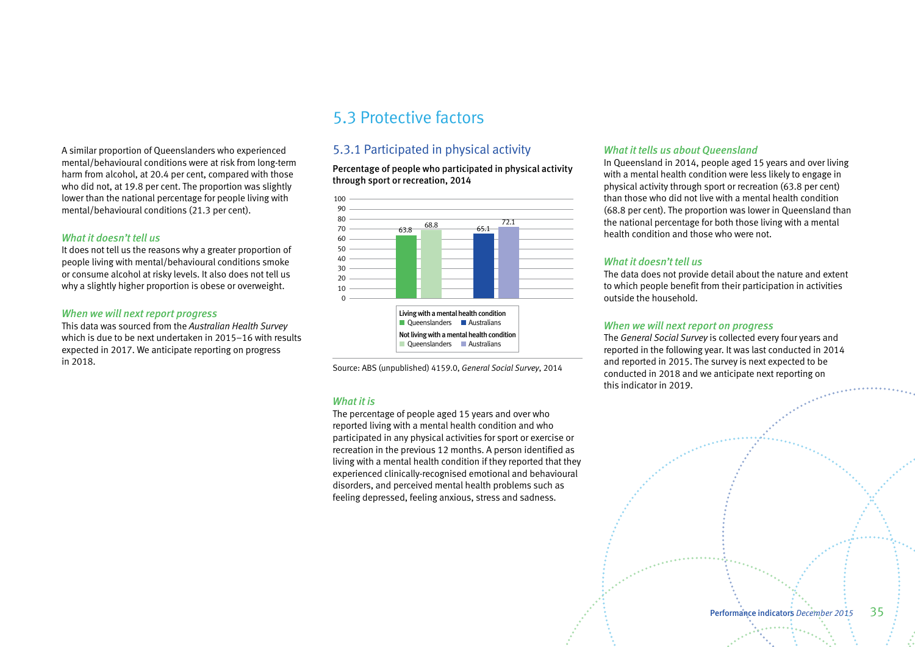A similar proportion of Queenslanders who experienced mental/behavioural conditions were at risk from long-term harm from alcohol, at 20.4 per cent, compared with those who did not, at 19.8 per cent. The proportion was slightly lower than the national percentage for people living with mental/behavioural conditions (21.3 per cent).

### *What it doesn't tell us*

It does not tell us the reasons why a greater proportion of people living with mental/behavioural conditions smoke or consume alcohol at risky levels. It also does not tell us why a slightly higher proportion is obese or overweight.

### *When we will next report progress*

This data was sourced from the *Australian Health Survey* which is due to be next undertaken in 2015–16 with results expected in 2017. We anticipate reporting on progress in 2018.

## 5.3 Protective factors

### 5.3.1 Participated in physical activity

**Percentage of people who participated in physical activity through sport or recreation, 2014**

| | Queenslanders | Australians |
|---|---|---|
| Living with a mental health condition | 63.8 | 65.1 |
| Not living with a mental health condition | 68.8 | 72.1 |

Source: ABS (unpublished) 4159.0, *General Social Survey*, 2014

### *What it is*

The percentage of people aged 15 years and over who reported living with a mental health condition and who participated in any physical activities for sport or exercise or recreation in the previous 12 months. A person identified as living with a mental health condition if they reported that they experienced clinically-recognised emotional and behavioural disorders, and perceived mental health problems such as feeling depressed, feeling anxious, stress and sadness.

### *What it tells us about Queensland*

In Queensland in 2014, people aged 15 years and over living with a mental health condition were less likely to engage in physical activity through sport or recreation (63.8 per cent) than those who did not live with a mental health condition (68.8 per cent). The proportion was lower in Queensland than the national percentage for both those living with a mental health condition and those who were not.

### *What it doesn't tell us*

The data does not provide detail about the nature and extent to which people benefit from their participation in activities outside the household.

### *When we will next report on progress*

The *General Social Survey* is collected every four years and reported in the following year. It was last conducted in 2014 and reported in 2015. The survey is next expected to be conducted in 2018 and we anticipate next reporting on this indicator in 2019.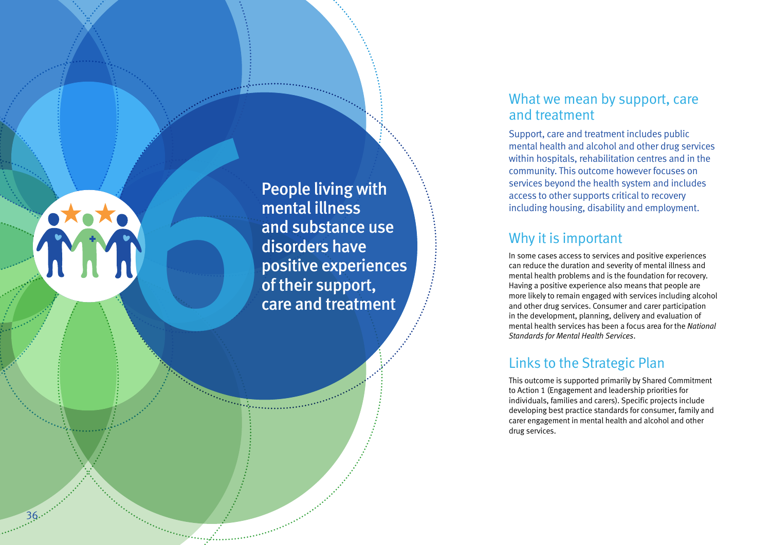# 6 People living with mental illness and substance use disorders have positive experiences of their support, care and treatment

## What we mean by support, care and treatment

Support, care and treatment includes public mental health and alcohol and other drug services within hospitals, rehabilitation centres and in the community. This outcome however focuses on services beyond the health system and includes access to other supports critical to recovery including housing, disability and employment.

## Why it is important

In some cases access to services and positive experiences can reduce the duration and severity of mental illness and mental health problems and is the foundation for recovery. Having a positive experience also means that people are more likely to remain engaged with services including alcohol and other drug services. Consumer and carer participation in the development, planning, delivery and evaluation of mental health services has been a focus area for the *National Standards for Mental Health Services*.

## Links to the Strategic Plan

This outcome is supported primarily by Shared Commitment to Action 1 (Engagement and leadership priorities for individuals, families and carers). Specific projects include developing best practice standards for consumer, family and carer engagement in mental health and alcohol and other drug services.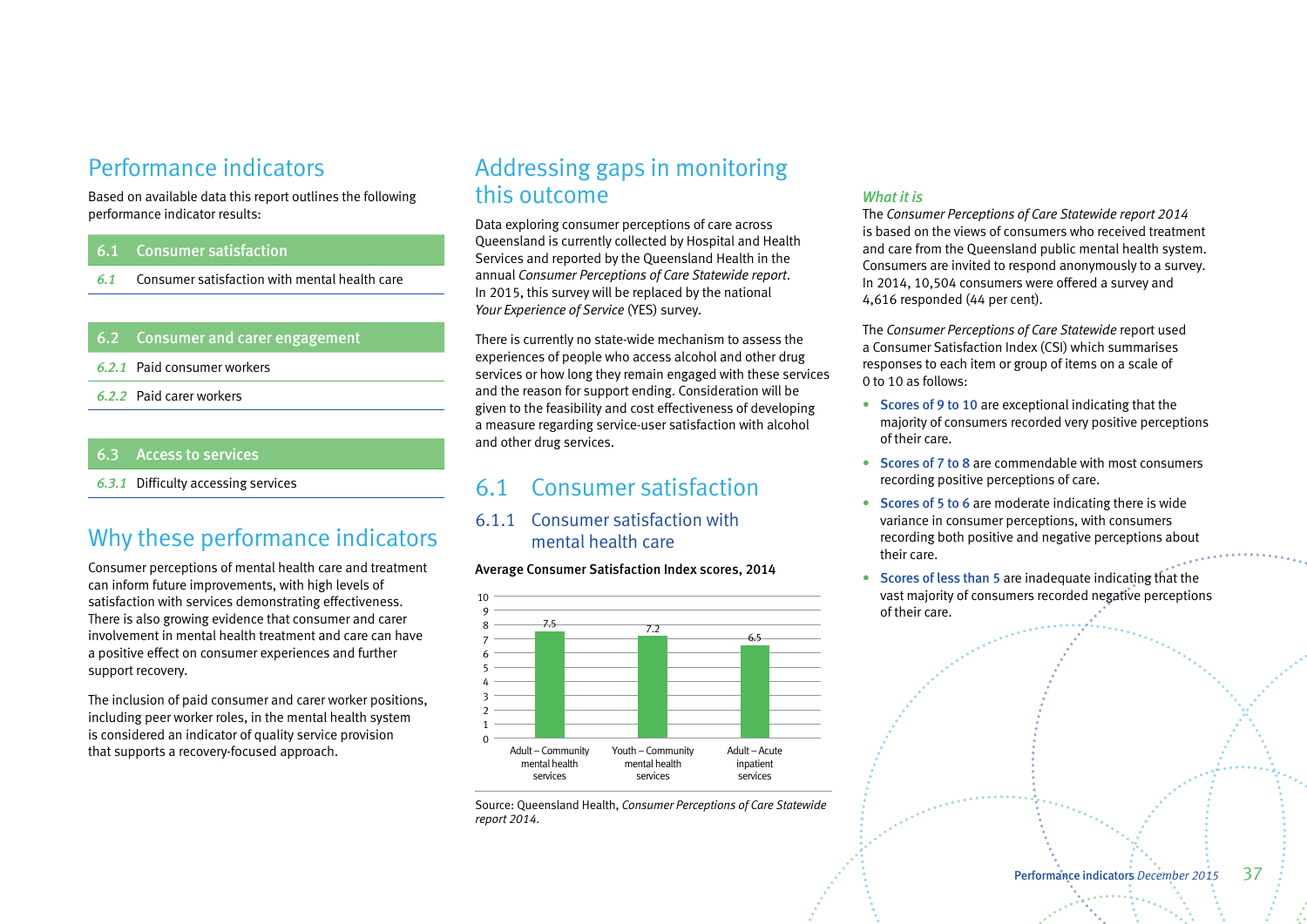## Performance indicators

Based on available data this report outlines the following performance indicator results:

| 6.1 | Consumer satisfaction |
|---|---|
| *6.1* | Consumer satisfaction with mental health care |

| 6.2 | Consumer and carer engagement |
|---|---|
| *6.2.1* | Paid consumer workers |
| *6.2.2* | Paid carer workers |

| 6.3 | Access to services |
|---|---|
| *6.3.1* | Difficulty accessing services |

## Why these performance indicators

Consumer perceptions of mental health care and treatment can inform future improvements, with high levels of satisfaction with services demonstrating effectiveness. There is also growing evidence that consumer and carer involvement in mental health treatment and care can have a positive effect on consumer experiences and further support recovery.

The inclusion of paid consumer and carer worker positions, including peer worker roles, in the mental health system is considered an indicator of quality service provision that supports a recovery-focused approach.

## Addressing gaps in monitoring this outcome

Data exploring consumer perceptions of care across Queensland is currently collected by Hospital and Health Services and reported by the Queensland Health in the annual *Consumer Perceptions of Care Statewide report*. In 2015, this survey will be replaced by the national *Your Experience of Service* (YES) survey.

There is currently no state-wide mechanism to assess the experiences of people who access alcohol and other drug services or how long they remain engaged with these services and the reason for support ending. Consideration will be given to the feasibility and cost effectiveness of developing a measure regarding service-user satisfaction with alcohol and other drug services.

## 6.1 Consumer satisfaction

### 6.1.1 Consumer satisfaction with mental health care

**Average Consumer Satisfaction Index scores, 2014**

| Service | Score |
|---|---|
| Adult – Community mental health services | 7.5 |
| Youth – Community mental health services | 7.2 |
| Adult – Acute inpatient services | 6.5 |

Source: Queensland Health, *Consumer Perceptions of Care Statewide report 2014*.

#### *What it is*

The *Consumer Perceptions of Care Statewide report 2014* is based on the views of consumers who received treatment and care from the Queensland public mental health system. Consumers are invited to respond anonymously to a survey. In 2014, 10,504 consumers were offered a survey and 4,616 responded (44 per cent).

The *Consumer Perceptions of Care Statewide* report used a Consumer Satisfaction Index (CSI) which summarises responses to each item or group of items on a scale of 0 to 10 as follows:

- Scores of 9 to 10 are exceptional indicating that the majority of consumers recorded very positive perceptions of their care.
- Scores of 7 to 8 are commendable with most consumers recording positive perceptions of care.
- Scores of 5 to 6 are moderate indicating there is wide variance in consumer perceptions, with consumers recording both positive and negative perceptions about their care.
- Scores of less than 5 are inadequate indicating that the vast majority of consumers recorded negative perceptions of their care.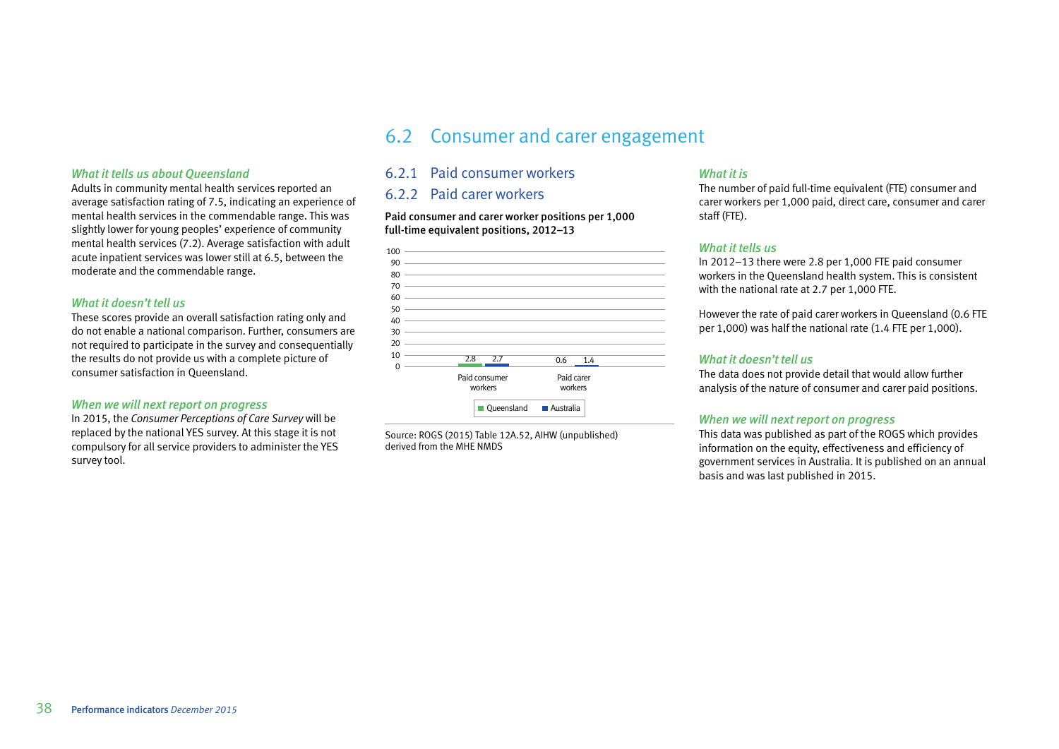### What it tells us about Queensland

Adults in community mental health services reported an average satisfaction rating of 7.5, indicating an experience of mental health services in the commendable range. This was slightly lower for young peoples' experience of community mental health services (7.2). Average satisfaction with adult acute inpatient services was lower still at 6.5, between the moderate and the commendable range.

### What it doesn't tell us

These scores provide an overall satisfaction rating only and do not enable a national comparison. Further, consumers are not required to participate in the survey and consequentially the results do not provide us with a complete picture of consumer satisfaction in Queensland.

### When we will next report on progress

In 2015, the *Consumer Perceptions of Care Survey* will be replaced by the national YES survey. At this stage it is not compulsory for all service providers to administer the YES survey tool.

# 6.2 Consumer and carer engagement

## 6.2.1 Paid consumer workers

## 6.2.2 Paid carer workers

**Paid consumer and carer worker positions per 1,000 full-time equivalent positions, 2012–13**

| | Queensland | Australia |
|---|---|---|
| Paid consumer workers | 2.8 | 2.7 |
| Paid carer workers | 0.6 | 1.4 |

Source: ROGS (2015) Table 12A.52, AIHW (unpublished) derived from the MHE NMDS

### What it is

The number of paid full-time equivalent (FTE) consumer and carer workers per 1,000 paid, direct care, consumer and carer staff (FTE).

### What it tells us

In 2012–13 there were 2.8 per 1,000 FTE paid consumer workers in the Queensland health system. This is consistent with the national rate at 2.7 per 1,000 FTE.

However the rate of paid carer workers in Queensland (0.6 FTE per 1,000) was half the national rate (1.4 FTE per 1,000).

### What it doesn't tell us

The data does not provide detail that would allow further analysis of the nature of consumer and carer paid positions.

### When we will next report on progress

This data was published as part of the ROGS which provides information on the equity, effectiveness and efficiency of government services in Australia. It is published on an annual basis and was last published in 2015.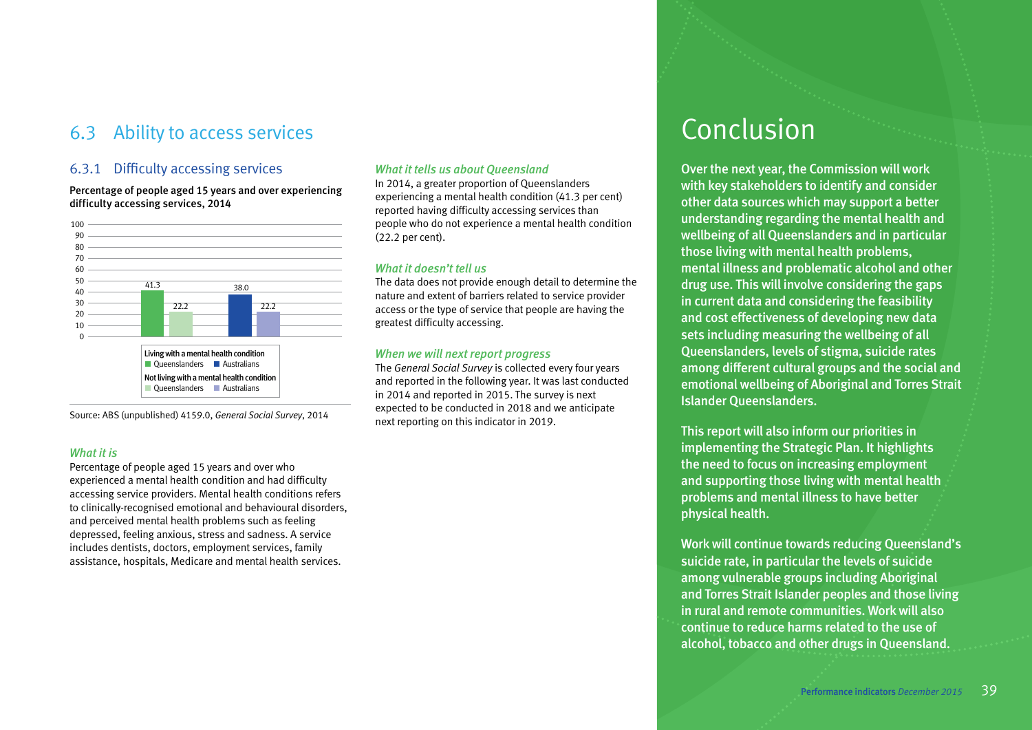## 6.3 Ability to access services

### 6.3.1 Difficulty accessing services

**Percentage of people aged 15 years and over experiencing difficulty accessing services, 2014**

| | Queenslanders | Australians |
|---|---|---|
| Living with a mental health condition | 41.3 | 38.0 |
| Not living with a mental health condition | 22.2 | 22.2 |

Source: ABS (unpublished) 4159.0, *General Social Survey*, 2014

*What it is*

Percentage of people aged 15 years and over who experienced a mental health condition and had difficulty accessing service providers. Mental health conditions refers to clinically-recognised emotional and behavioural disorders, and perceived mental health problems such as feeling depressed, feeling anxious, stress and sadness. A service includes dentists, doctors, employment services, family assistance, hospitals, Medicare and mental health services.

*What it tells us about Queensland*

In 2014, a greater proportion of Queenslanders experiencing a mental health condition (41.3 per cent) reported having difficulty accessing services than people who do not experience a mental health condition (22.2 per cent).

*What it doesn't tell us*

The data does not provide enough detail to determine the nature and extent of barriers related to service provider access or the type of service that people are having the greatest difficulty accessing.

*When we will next report progress*

The *General Social Survey* is collected every four years and reported in the following year. It was last conducted in 2014 and reported in 2015. The survey is next expected to be conducted in 2018 and we anticipate next reporting on this indicator in 2019.

# Conclusion

Over the next year, the Commission will work with key stakeholders to identify and consider other data sources which may support a better understanding regarding the mental health and wellbeing of all Queenslanders and in particular those living with mental health problems, mental illness and problematic alcohol and other drug use. This will involve considering the gaps in current data and considering the feasibility and cost effectiveness of developing new data sets including measuring the wellbeing of all Queenslanders, levels of stigma, suicide rates among different cultural groups and the social and emotional wellbeing of Aboriginal and Torres Strait Islander Queenslanders.

This report will also inform our priorities in implementing the Strategic Plan. It highlights the need to focus on increasing employment and supporting those living with mental health problems and mental illness to have better physical health.

Work will continue towards reducing Queensland's suicide rate, in particular the levels of suicide among vulnerable groups including Aboriginal and Torres Strait Islander peoples and those living in rural and remote communities. Work will also continue to reduce harms related to the use of alcohol, tobacco and other drugs in Queensland.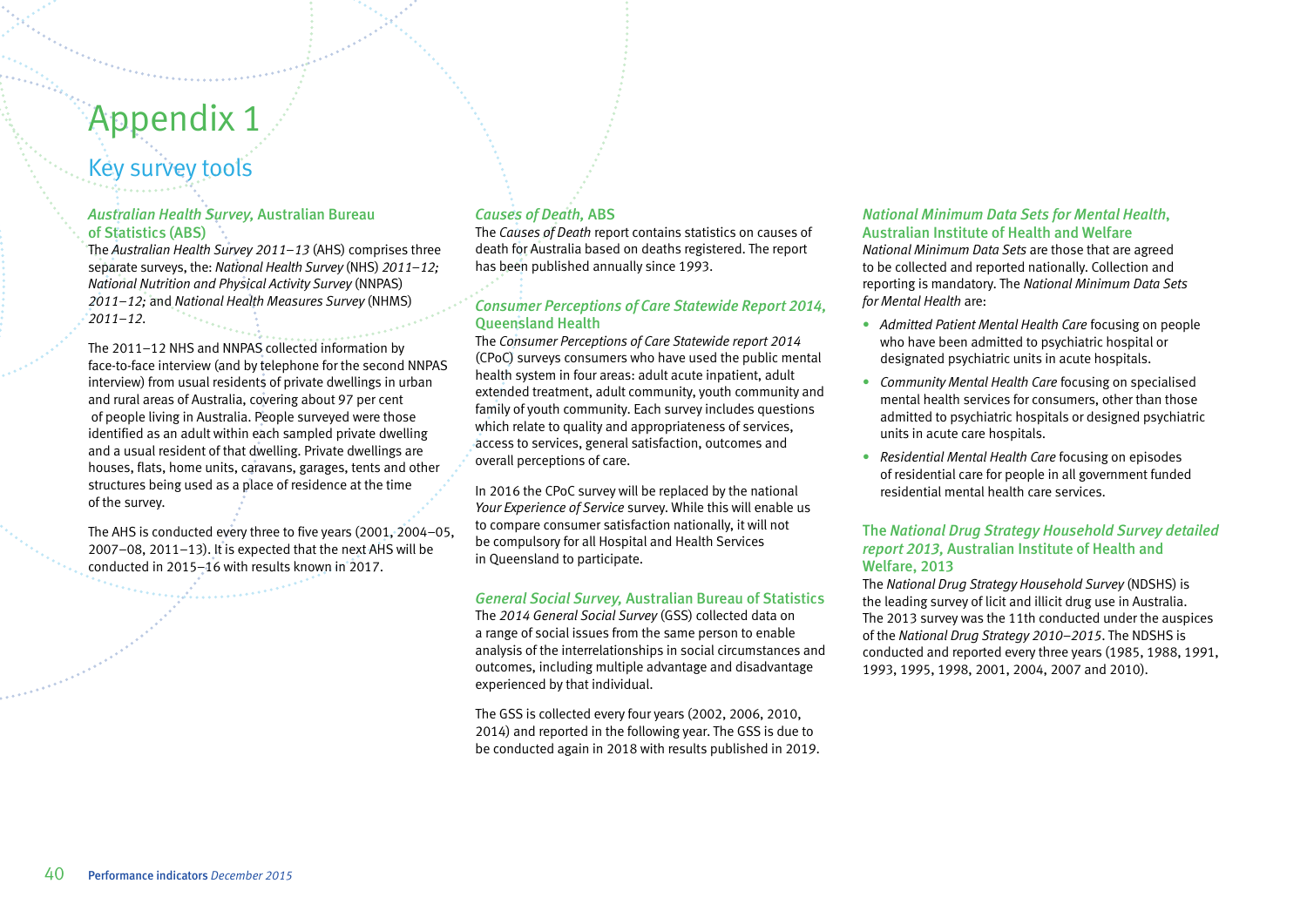# Appendix 1

## Key survey tools

### *Australian Health Survey,* Australian Bureau of Statistics (ABS)

The *Australian Health Survey 2011–13* (AHS) comprises three separate surveys, the: *National Health Survey* (NHS) *2011–12; National Nutrition and Physical Activity Survey* (NNPAS) *2011–12;* and *National Health Measures Survey* (NHMS) *2011–12*.

The 2011–12 NHS and NNPAS collected information by face-to-face interview (and by telephone for the second NNPAS interview) from usual residents of private dwellings in urban and rural areas of Australia, covering about 97 per cent of people living in Australia. People surveyed were those identified as an adult within each sampled private dwelling and a usual resident of that dwelling. Private dwellings are houses, flats, home units, caravans, garages, tents and other structures being used as a place of residence at the time of the survey.

The AHS is conducted every three to five years (2001, 2004–05, 2007–08, 2011–13). It is expected that the next AHS will be conducted in 2015–16 with results known in 2017.

### *Causes of Death,* ABS

The *Causes of Death* report contains statistics on causes of death for Australia based on deaths registered. The report has been published annually since 1993.

### *Consumer Perceptions of Care Statewide Report 2014,* Queensland Health

The *Consumer Perceptions of Care Statewide report 2014* (CPoC) surveys consumers who have used the public mental health system in four areas: adult acute inpatient, adult extended treatment, adult community, youth community and family of youth community. Each survey includes questions which relate to quality and appropriateness of services, access to services, general satisfaction, outcomes and overall perceptions of care.

In 2016 the CPoC survey will be replaced by the national *Your Experience of Service* survey. While this will enable us to compare consumer satisfaction nationally, it will not be compulsory for all Hospital and Health Services in Queensland to participate.

### *General Social Survey,* Australian Bureau of Statistics

The *2014 General Social Survey* (GSS) collected data on a range of social issues from the same person to enable analysis of the interrelationships in social circumstances and outcomes, including multiple advantage and disadvantage experienced by that individual.

The GSS is collected every four years (2002, 2006, 2010, 2014) and reported in the following year. The GSS is due to be conducted again in 2018 with results published in 2019.

### *National Minimum Data Sets for Mental Health,* Australian Institute of Health and Welfare

*National Minimum Data Sets* are those that are agreed to be collected and reported nationally. Collection and reporting is mandatory. The *National Minimum Data Sets for Mental Health* are:

- *Admitted Patient Mental Health Care* focusing on people who have been admitted to psychiatric hospital or designated psychiatric units in acute hospitals.
- *Community Mental Health Care* focusing on specialised mental health services for consumers, other than those admitted to psychiatric hospitals or designed psychiatric units in acute care hospitals.
- *Residential Mental Health Care* focusing on episodes of residential care for people in all government funded residential mental health care services.

### The *National Drug Strategy Household Survey detailed report 2013,* Australian Institute of Health and Welfare, 2013

The *National Drug Strategy Household Survey* (NDSHS) is the leading survey of licit and illicit drug use in Australia. The 2013 survey was the 11th conducted under the auspices of the *National Drug Strategy 2010–2015*. The NDSHS is conducted and reported every three years (1985, 1988, 1991, 1993, 1995, 1998, 2001, 2004, 2007 and 2010).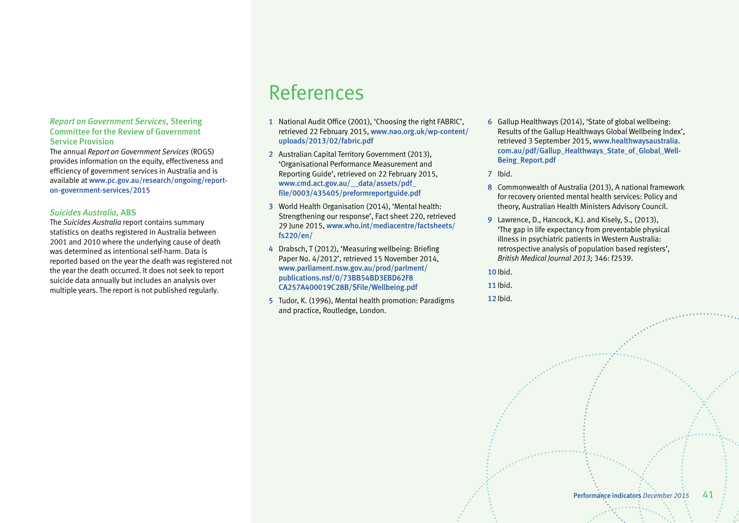*Report on Government Services,* **Steering Committee for the Review of Government Service Provision**

The annual *Report on Government Services* (ROGS) provides information on the equity, effectiveness and efficiency of government services in Australia and is available at **www.pc.gov.au/research/ongoing/report-on-government-services/2015**

*Suicides Australia,* **ABS**

The *Suicides Australia* report contains summary statistics on deaths registered in Australia between 2001 and 2010 where the underlying cause of death was determined as intentional self-harm. Data is reported based on the year the death was registered not the year the death occurred. It does not seek to report suicide data annually but includes an analysis over multiple years. The report is not published regularly.

# References

1. National Audit Office (2001), 'Choosing the right FABRIC', retrieved 22 February 2015, **www.nao.org.uk/wp-content/uploads/2013/02/fabric.pdf**
2. Australian Capital Territory Government (2013), 'Organisational Performance Measurement and Reporting Guide', retrieved on 22 February 2015, **www.cmd.act.gov.au/__data/assets/pdf_file/0003/435405/preformreportguide.pdf**
3. World Health Organisation (2014), 'Mental health: Strengthening our response', Fact sheet 220, retrieved 29 June 2015, **www.who.int/mediacentre/factsheets/fs220/en/**
4. Drabsch, T (2012), 'Measuring wellbeing: Briefing Paper No. 4/2012', retrieved 15 November 2014, **www.parliament.nsw.gov.au/prod/parlment/publications.nsf/0/73BB54BD3EBD62F8CA257A400019C28B/$File/Wellbeing.pdf**
5. Tudor, K. (1996), Mental health promotion: Paradigms and practice, Routledge, London.
6. Gallup Healthways (2014), 'State of global wellbeing: Results of the Gallup Healthways Global Wellbeing Index', retrieved 3 September 2015, **www.healthwaysaustralia.com.au/pdf/Gallup_Healthways_State_of_Global_Well-Being_Report.pdf**
7. Ibid.
8. Commonwealth of Australia (2013), A national framework for recovery oriented mental health services: Policy and theory, Australian Health Ministers Advisory Council.
9. Lawrence, D., Hancock, K.J. and Kisely, S., (2013), 'The gap in life expectancy from preventable physical illness in psychiatric patients in Western Australia: retrospective analysis of population based registers', *British Medical Journal 2013;* 346: f2539.
10. Ibid.
11. Ibid.
12. Ibid.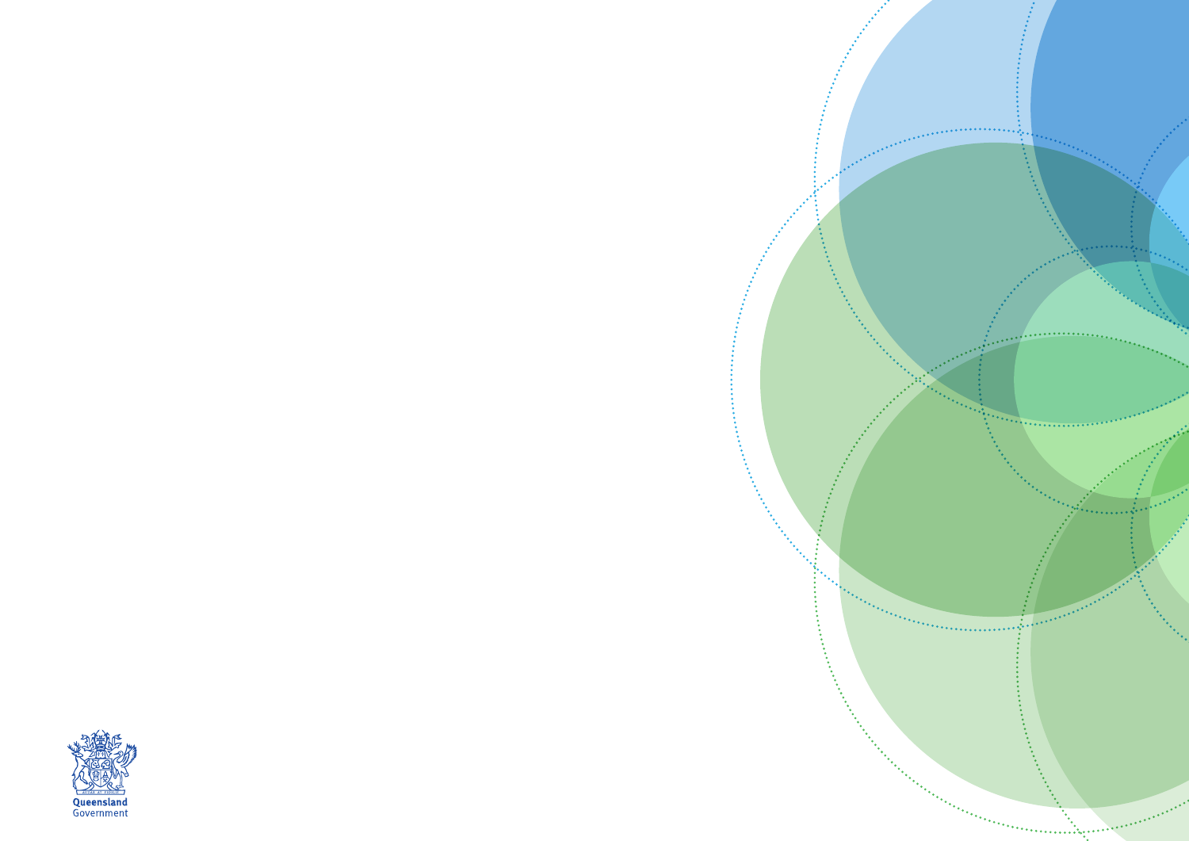Queensland Government